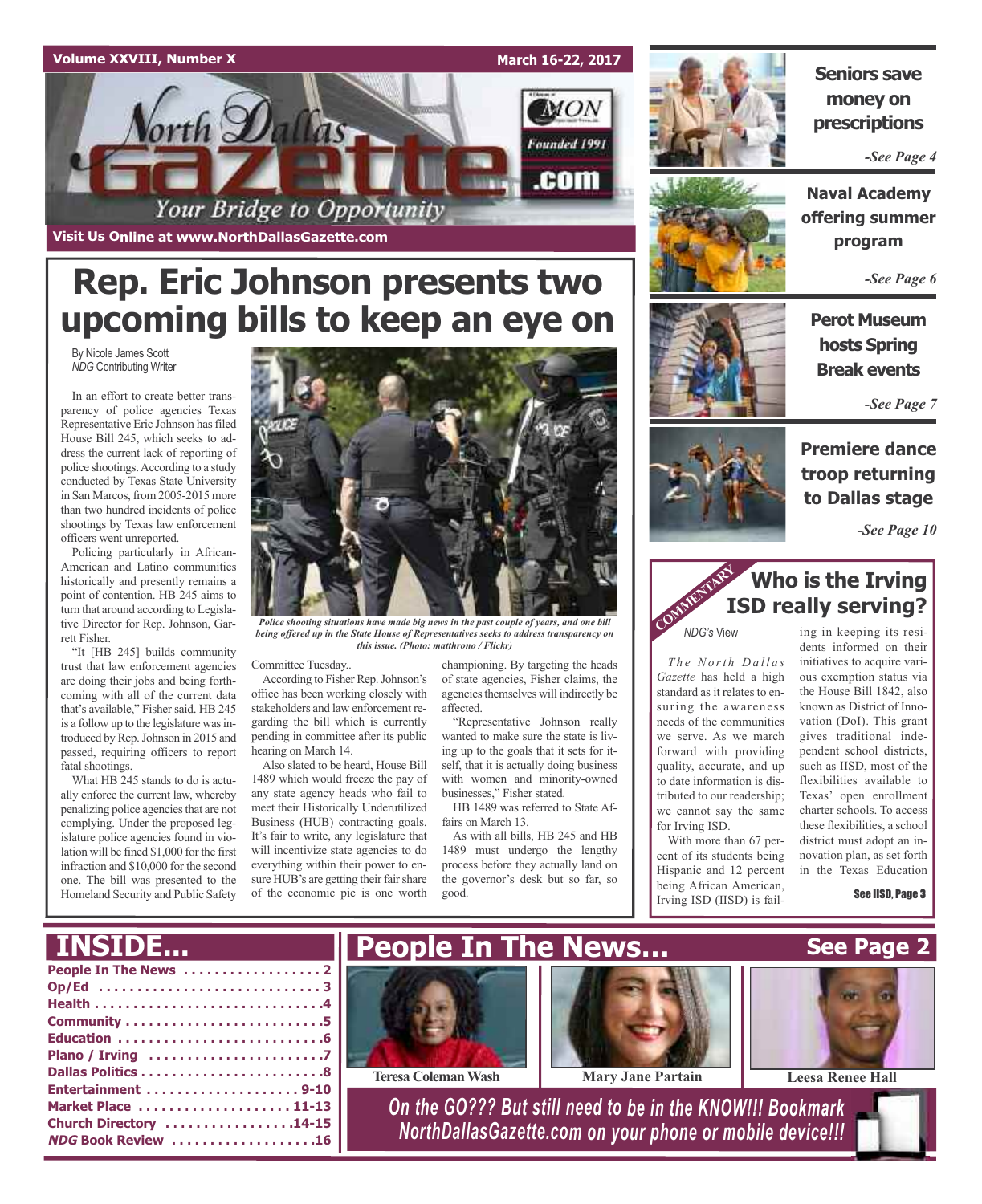Volume XXVIII, Number X

March 16-22, 2017

North Dallas Gazette .com

Founded 1991

Your Bridge to Opportunity

Visit Us Online at www.NorthDallasGazette.com

# Rep. Eric Johnson presents two upcoming bills to keep an eye on

By Nicole James Scott
*NDG* Contributing Writer

In an effort to create better transparency of police agencies Texas Representative Eric Johnson has filed House Bill 245, which seeks to address the current lack of reporting of police shootings. According to a study conducted by Texas State University in San Marcos, from 2005-2015 more than two hundred incidents of police shootings by Texas law enforcement officers went unreported.

Policing particularly in African-American and Latino communities historically and presently remains a point of contention. HB 245 aims to turn that around according to Legislative Director for Rep. Johnson, Garrett Fisher.

"It [HB 245] builds community trust that law enforcement agencies are doing their jobs and being forthcoming with all of the current data that's available," Fisher said. HB 245 is a follow up to the legislature was introduced by Rep. Johnson in 2015 and passed, requiring officers to report fatal shootings.

What HB 245 stands to do is actually enforce the current law, whereby penalizing police agencies that are not complying. Under the proposed legislature police agencies found in violation will be fined $1,000 for the first infraction and $10,000 for the second one. The bill was presented to the Homeland Security and Public Safety Committee Tuesday..

*Police shooting situations have made big news in the past couple of years, and one bill being offered up in the State House of Representatives seeks to address transparency on this issue. (Photo: matthrono / Flickr)*

According to Fisher Rep. Johnson's office has been working closely with stakeholders and law enforcement regarding the bill which is currently pending in committee after its public hearing on March 14.

Also slated to be heard, House Bill 1489 which would freeze the pay of any state agency heads who fail to meet their Historically Underutilized Business (HUB) contracting goals. It's fair to write, any legislature that will incentivize state agencies to do everything within their power to ensure HUB's are getting their fair share of the economic pie is one worth championing. By targeting the heads of state agencies, Fisher claims, the agencies themselves will indirectly be affected.

"Representative Johnson really wanted to make sure the state is living up to the goals that it sets for itself, that it is actually doing business with women and minority-owned businesses," Fisher stated.

HB 1489 was referred to State Affairs on March 13.

As with all bills, HB 245 and HB 1489 must undergo the lengthy process before they actually land on the governor's desk but so far, so good.

## Seniors save money on prescriptions

*-See Page 4*

## Naval Academy offering summer program

*-See Page 6*

## Perot Museum hosts Spring Break events

*-See Page 7*

## Premiere dance troop returning to Dallas stage

*-See Page 10*

COMMENTARY

## Who is the Irving ISD really serving?

*NDG's* View

*The North Dallas Gazette* has held a high standard as it relates to ensuring the awareness needs of the communities we serve. As we march forward with providing quality, accurate, and up to date information is distributed to our readership; we cannot say the same for Irving ISD.

With more than 67 percent of its students being Hispanic and 12 percent being African American, Irving ISD (IISD) is failing in keeping its residents informed on their initiatives to acquire various exemption status via the House Bill 1842, also known as District of Innovation (DoI). This grant gives traditional independent school districts, such as IISD, most of the flexibilities available to Texas' open enrollment charter schools. To access these flexibilities, a school district must adopt an innovation plan, as set forth in the Texas Education

See IISD, Page 3

## INSIDE...

- People In The News .................. 2
- Op/Ed .................................. 3
- Health .................................. 4
- Community ........................... 5
- Education ............................. 6
- Plano / Irving ........................ 7
- Dallas Politics ....................... 8
- Entertainment .................... 9-10
- Market Place .................... 11-13
- Church Directory ............. 14-15
- *NDG* Book Review ................ 16

## People In The News... See Page 2

Teresa Coleman Wash

Mary Jane Partain

Leesa Renee Hall

*On the GO??? But still need to be in the KNOW!!! Bookmark NorthDallasGazette.com on your phone or mobile device!!!*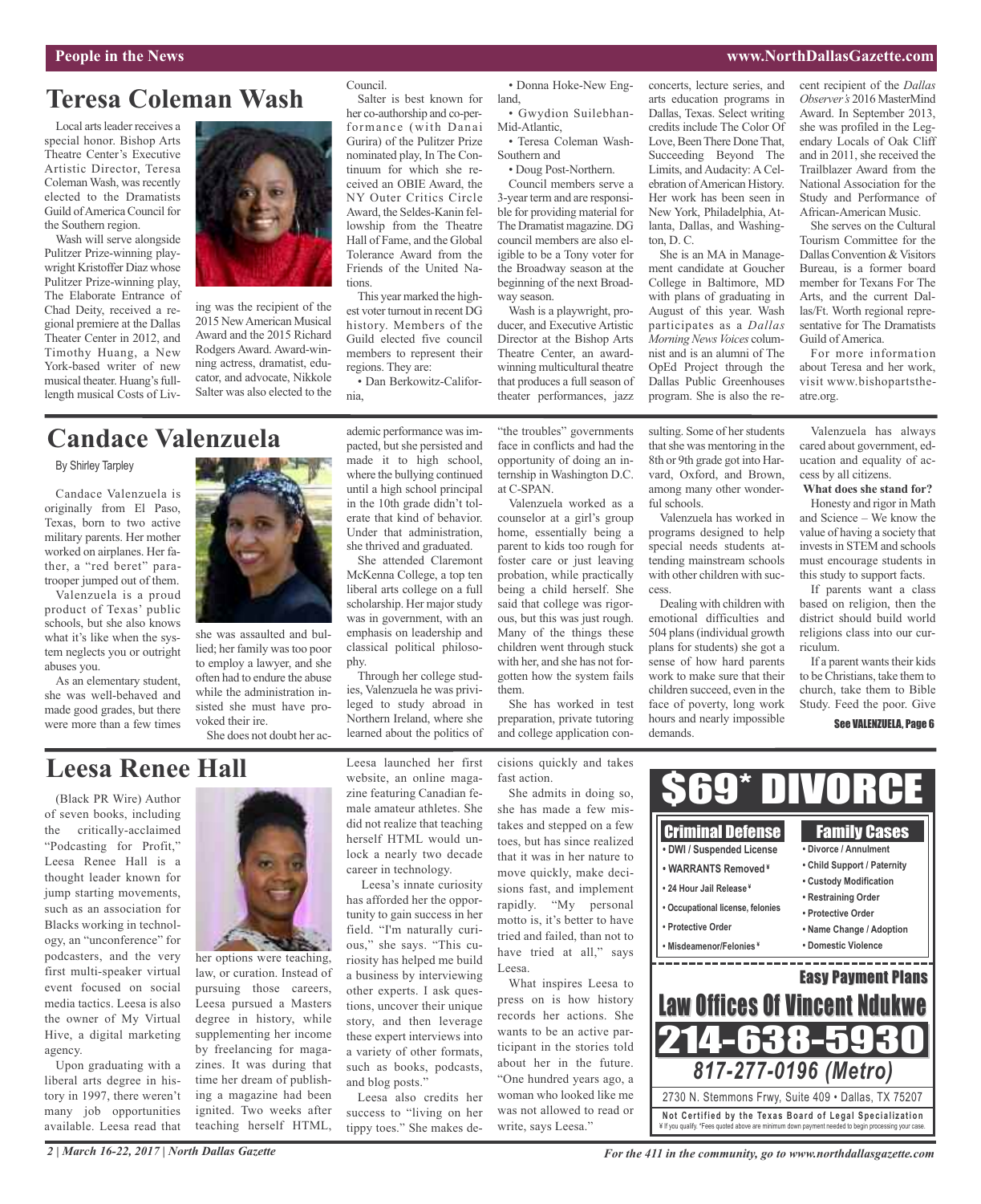# Teresa Coleman Wash

Local arts leader receives a special honor. Bishop Arts Theatre Center's Executive Artistic Director, Teresa Coleman Wash, was recently elected to the Dramatists Guild of America Council for the Southern region.

Wash will serve alongside Pulitzer Prize-winning playwright Kristoffer Diaz whose Pulitzer Prize-winning play, The Elaborate Entrance of Chad Deity, received a regional premiere at the Dallas Theater Center in 2012, and Timothy Huang, a New York-based writer of new musical theater. Huang's full-length musical Costs of Living was the recipient of the 2015 New American Musical Award and the 2015 Richard Rodgers Award. Award-winning actress, dramatist, educator, and advocate, Nikkole Salter was also elected to the Council.

Salter is best known for her co-authorship and co-performance (with Danai Gurira) of the Pulitzer Prize nominated play, In The Continuum for which she received an OBIE Award, the NY Outer Critics Circle Award, the Seldes-Kanin fellowship from the Theatre Hall of Fame, and the Global Tolerance Award from the Friends of the United Nations.

This year marked the highest voter turnout in recent DG history. Members of the Guild elected five council members to represent their regions. They are:

- Dan Berkowitz-California,
- Donna Hoke-New England,
- Gwydion Suilebhan-Mid-Atlantic,
- Teresa Coleman Wash-Southern and
- Doug Post-Northern.

Council members serve a 3-year term and are responsible for providing material for The Dramatist magazine. DG council members are also eligible to be a Tony voter for the Broadway season at the beginning of the next Broadway season.

Wash is a playwright, producer, and Executive Artistic Director at the Bishop Arts Theatre Center, an award-winning multicultural theatre that produces a full season of theater performances, jazz concerts, lecture series, and arts education programs in Dallas, Texas. Select writing credits include The Color Of Love, Been There Done That, Succeeding Beyond The Limits, and Audacity: A Celebration of American History. Her work has been seen in New York, Philadelphia, Atlanta, Dallas, and Washington, D. C.

She is an MA in Management candidate at Goucher College in Baltimore, MD with plans of graduating in August of this year. Wash participates as a *Dallas Morning News Voices* columnist and is an alumni of The OpEd Project through the Dallas Public Greenhouses program. She is also the recent recipient of the *Dallas Observer's* 2016 MasterMind Award. In September 2013, she was profiled in the Legendary Locals of Oak Cliff and in 2011, she received the Trailblazer Award from the National Association for the Study and Performance of African-American Music.

She serves on the Cultural Tourism Committee for the Dallas Convention & Visitors Bureau, is a former board member for Texans For The Arts, and the current Dallas/Ft. Worth regional representative for The Dramatists Guild of America.

For more information about Teresa and her work, visit www.bishopartstheatre.org.

# Candace Valenzuela

By Shirley Tarpley

Candace Valenzuela is originally from El Paso, Texas, born to two active military parents. Her mother worked on airplanes. Her father, a "red beret" paratrooper jumped out of them.

Valenzuela is a proud product of Texas' public schools, but she also knows what it's like when the system neglects you or outright abuses you.

As an elementary student, she was well-behaved and made good grades, but there were more than a few times she was assaulted and bullied; her family was too poor to employ a lawyer, and she often had to endure the abuse while the administration insisted she must have provoked their ire.

She does not doubt her academic performance was impacted, but she persisted and made it to high school, where the bullying continued until a high school principal in the 10th grade didn't tolerate that kind of behavior. Under that administration, she thrived and graduated.

She attended Claremont McKenna College, a top ten liberal arts college on a full scholarship. Her major study was in government, with an emphasis on leadership and classical political philosophy.

Through her college studies, Valenzuela he was privileged to study abroad in Northern Ireland, where she learned about the politics of "the troubles" governments face in conflicts and had the opportunity of doing an internship in Washington D.C. at C-SPAN.

Valenzuela worked as a counselor at a girl's group home, essentially being a parent to kids too rough for foster care or just leaving probation, while practically being a child herself. She said that college was rigorous, but this was just rough. Many of the things these children went through stuck with her, and she has not forgotten how the system fails them.

She has worked in test preparation, private tutoring and college application consulting. Some of her students that she was mentoring in the 8th or 9th grade got into Harvard, Oxford, and Brown, among many other wonderful schools.

Valenzuela has worked in programs designed to help special needs students attending mainstream schools with other children with success.

Dealing with children with emotional difficulties and 504 plans (individual growth plans for students) she got a sense of how hard parents work to make sure that their children succeed, even in the face of poverty, long work hours and nearly impossible demands.

Valenzuela has always cared about government, education and equality of access by all citizens.

**What does she stand for?**

Honesty and rigor in Math and Science – We know the value of having a society that invests in STEM and schools must encourage students in this study to support facts.

If parents want a class based on religion, then the district should build world religions class into our curriculum.

If a parent wants their kids to be Christians, take them to church, take them to Bible Study. Feed the poor. Give

**See VALENZUELA, Page 6**

# Leesa Renee Hall

(Black PR Wire) Author of seven books, including the critically-acclaimed "Podcasting for Profit," Leesa Renee Hall is a thought leader known for jump starting movements, such as an association for Blacks working in technology, an "unconference" for podcasters, and the very first multi-speaker virtual event focused on social media tactics. Leesa is also the owner of My Virtual Hive, a digital marketing agency.

Upon graduating with a liberal arts degree in history in 1997, there weren't many job opportunities available. Leesa read that her options were teaching, law, or curation. Instead of pursuing those careers, Leesa pursued a Masters degree in history, while supplementing her income by freelancing for magazines. It was during that time her dream of publishing a magazine had been ignited. Two weeks after teaching herself HTML, Leesa launched her first website, an online magazine featuring Canadian female amateur athletes. She did not realize that teaching herself HTML would unlock a nearly two decade career in technology.

Leesa's innate curiosity has afforded her the opportunity to gain success in her field. "I'm naturally curious," she says. "This curiosity has helped me build a business by interviewing other experts. I ask questions, uncover their unique story, and then leverage these expert interviews into a variety of other formats, such as books, podcasts, and blog posts."

Leesa also credits her success to "living on her tippy toes." She makes decisions quickly and takes fast action.

She admits in doing so, she has made a few mistakes and stepped on a few toes, but has since realized that it was in her nature to move quickly, make decisions fast, and implement rapidly. "My personal motto is, it's better to have tried and failed, than not to have tried at all," says Leesa.

What inspires Leesa to press on is how history records her actions. She wants to be an active participant in the stories told about her in the future. "One hundred years ago, a woman who looked like me was not allowed to read or write, says Leesa."

---

# $69* DIVORCE

**Criminal Defense**
- DWI / Suspended License
- WARRANTS Removed ¥
- 24 Hour Jail Release ¥
- Occupational license, felonies
- Protective Order
- Misdeamenor/Felonies ¥

**Family Cases**
- Divorce / Annulment
- Child Support / Paternity
- Custody Modification
- Restraining Order
- Protective Order
- Name Change / Adoption
- Domestic Violence

**Easy Payment Plans**

**Law Offices Of Vincent Ndukwe**

**214-638-5930**

***817-277-0196 (Metro)***

2730 N. Stemmons Frwy, Suite 409 • Dallas, TX 75207

**Not Certified by the Texas Board of Legal Specialization**

¥ If you qualify. *Fees quoted above are minimum down payment needed to begin processing your case.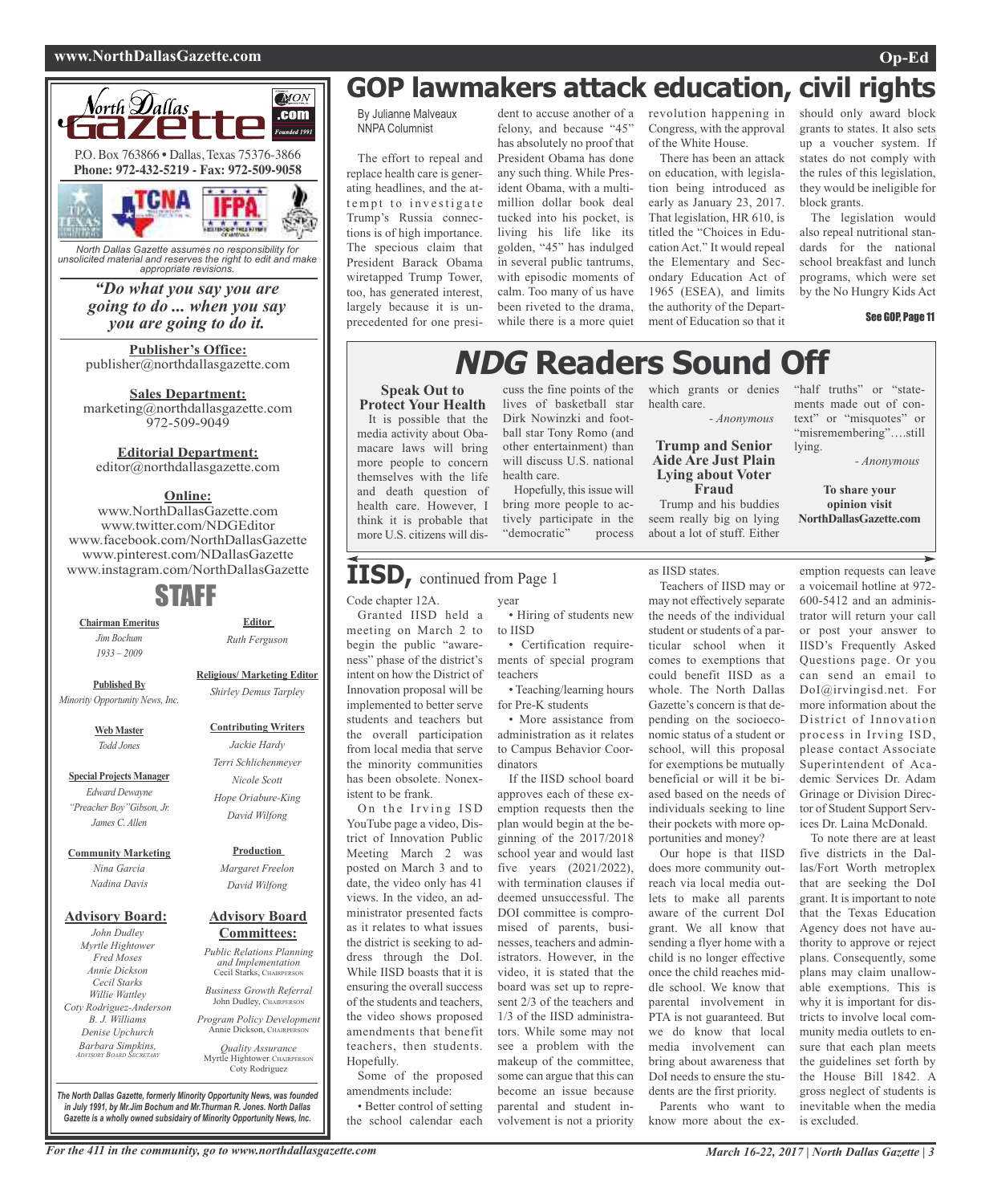## North Dallas Gazette

P.O. Box 763866 • Dallas, Texas 75376-3866
**Phone: 972-432-5219 - Fax: 972-509-9058**

*North Dallas Gazette assumes no responsibility for unsolicited material and reserves the right to edit and make appropriate revisions.*

***"Do what you say you are going to do ... when you say you are going to do it.***

**Publisher's Office:**
publisher@northdallasgazette.com

**Sales Department:**
marketing@northdallasgazette.com
972-509-9049

**Editorial Department:**
editor@northdallasgazette.com

**Online:**
www.NorthDallasGazette.com
www.twitter.com/NDGEditor
www.facebook.com/NorthDallasGazette
www.pinterest.com/NDallasGazette
www.instagram.com/NorthDallasGazette

### STAFF

**Chairman Emeritus**
*Jim Bochum*
*1933 – 2009*

**Published By**
*Minority Opportunity News, Inc.*

**Web Master**
*Todd Jones*

**Special Projects Manager**
*Edward Dewayne "Preacher Boy" Gibson, Jr.*
*James C. Allen*

**Community Marketing**
*Nina Garcia*
*Nadina Davis*

**Advisory Board:**
*John Dudley*
*Myrtle Hightower*
*Fred Moses*
*Annie Dickson*
*Cecil Starks*
*Willie Wattley*
*Coty Rodriguez-Anderson*
*B. J. Williams*
*Denise Upchurch*
*Barbara Simpkins, Advisory Board Secretary*

**Editor**
*Ruth Ferguson*

**Religious/ Marketing Editor**
*Shirley Demus Tarpley*

**Contributing Writers**
*Jackie Hardy*
*Terri Schlichenmeyer*
*Nicole Scott*
*Hope Oriabure-King*
*David Wilfong*

**Production**
*Margaret Freelon*
*David Wilfong*

**Advisory Board Committees:**
*Public Relations Planning and Implementation*
Cecil Starks, Chairperson

*Business Growth Referral*
John Dudley, Chairperson

*Program Policy Development*
Annie Dickson, Chairperson

*Quality Assurance*
Myrtle Hightower, Chairperson
Coty Rodriguez

***The North Dallas Gazette, formerly Minority Opportunity News, was founded in July 1991, by Mr.Jim Bochum and Mr.Thurman R. Jones. North Dallas Gazette is a wholly owned subsidairy of Minority Opportunity News, Inc.***

# GOP lawmakers attack education, civil rights

By Julianne Malveaux
NNPA Columnist

The effort to repeal and replace health care is generating headlines, and the attempt to investigate Trump's Russia connections is of high importance. The specious claim that President Barack Obama wiretapped Trump Tower, too, has generated interest, largely because it is unprecedented for one president to accuse another of a felony, and because "45" has absolutely no proof that President Obama has done any such thing. While President Obama, with a multi-million dollar book deal tucked into his pocket, is living his life like its golden, "45" has indulged in several public tantrums, with episodic moments of calm. Too many of us have been riveted to the drama, while there is a more quiet revolution happening in Congress, with the approval of the White House.

There has been an attack on education, with legislation being introduced as early as January 23, 2017. That legislation, HR 610, is titled the "Choices in Education Act." It would repeal the Elementary and Secondary Education Act of 1965 (ESEA), and limits the authority of the Department of Education so that it should only award block grants to states. It also sets up a voucher system. If states do not comply with the rules of this legislation, they would be ineligible for block grants.

The legislation would also repeal nutritional standards for the national school breakfast and lunch programs, which were set by the No Hungry Kids Act

**See GOP, Page 11**

# *NDG* Readers Sound Off

### Speak Out to Protect Your Health

It is possible that the media activity about Obamacare laws will bring more people to concern themselves with the life and death question of health care. However, I think it is probable that more U.S. citizens will discuss the fine points of the lives of basketball star Dirk Nowinzki and football star Tony Romo (and other entertainment) than will discuss U.S. national health care.

Hopefully, this issue will bring more people to actively participate in the "democratic" process which grants or denies health care.

*- Anonymous*

### Trump and Senior Aide Are Just Plain Lying about Voter Fraud

Trump and his buddies seem really big on lying about a lot of stuff. Either "half truths" or "statements made out of context" or "misquotes" or "misremembering"….still lying.

*- Anonymous*

**To share your opinion visit NorthDallasGazette.com**

## IISD, continued from Page 1

Code chapter 12A.

Granted IISD held a meeting on March 2 to begin the public "awareness" phase of the district's intent on how the District of Innovation proposal will be implemented to better serve students and teachers but the overall participation from local media that serve the minority communities has been obsolete. Nonexistent to be frank.

On the Irving ISD YouTube page a video, District of Innovation Public Meeting March 2 was posted on March 3 and to date, the video only has 41 views. In the video, an administrator presented facts as it relates to what issues the district is seeking to address through the DoI. While IISD boasts that it is ensuring the overall success of the students and teachers, the video shows proposed amendments that benefit teachers, then students. Hopefully.

Some of the proposed amendments include:

- Better control of setting the school calendar each year
- Hiring of students new to IISD
- Certification requirements of special program teachers
- Teaching/learning hours for Pre-K students
- More assistance from administration as it relates to Campus Behavior Coordinators

If the IISD school board approves each of these exemption requests then the plan would begin at the beginning of the 2017/2018 school year and would last five years (2021/2022), with termination clauses if deemed unsuccessful. The DOI committee is compromised of parents, businesses, teachers and administrators. However, in the video, it is stated that the board was set up to represent 2/3 of the teachers and 1/3 of the IISD administrators. While some may not see a problem with the makeup of the committee, some can argue that this can become an issue because parental and student involvement is not a priority as IISD states.

Teachers of IISD may or may not effectively separate the needs of the individual student or students of a particular school when it comes to exemptions that could benefit IISD as a whole. The North Dallas Gazette's concern is that depending on the socioeconomic status of a student or school, will this proposal for exemptions be mutually beneficial or will it be biased based on the needs of individuals seeking to line their pockets with more opportunities and money?

Our hope is that IISD does more community outreach via local media outlets to make all parents aware of the current DoI grant. We all know that sending a flyer home with a child is no longer effective once the child reaches middle school. We know that parental involvement in PTA is not guaranteed. But we do know that local media involvement can bring about awareness that DoI needs to ensure the students are the first priority.

Parents who want to know more about the exemption requests can leave a voicemail hotline at 972-600-5412 and an administrator will return your call or post your answer to IISD's Frequently Asked Questions page. Or you can send an email to DoI@irvingisd.net. For more information about the District of Innovation process in Irving ISD, please contact Associate Superintendent of Academic Services Dr. Adam Grinage or Division Director of Student Support Services Dr. Laina McDonald.

To note there are at least five districts in the Dallas/Fort Worth metroplex that are seeking the DoI grant. It is important to note that the Texas Education Agency does not have authority to approve or reject plans. Consequently, some plans may claim unallowable exemptions. This is why it is important for districts to involve local community media outlets to ensure that each plan meets the guidelines set forth by the House Bill 1842. A gross neglect of students is inevitable when the media is excluded.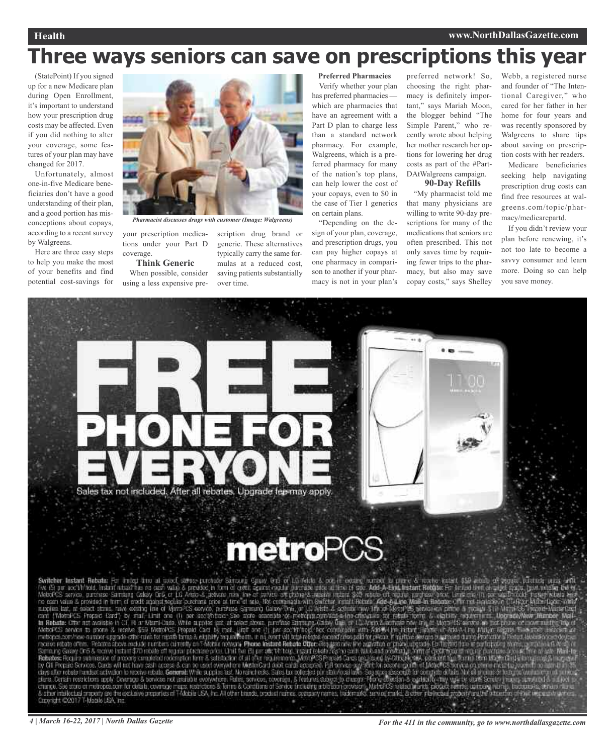# Three ways seniors can save on prescriptions this year

(StatePoint) If you signed up for a new Medicare plan during Open Enrollment, it's important to understand how your prescription drug costs may be affected. Even if you did nothing to alter your coverage, some features of your plan may have changed for 2017.

Unfortunately, almost one-in-five Medicare beneficiaries don't have a good understanding of their plan, and a good portion has misconceptions about copays, according to a recent survey by Walgreens.

Here are three easy steps to help you make the most of your benefits and find potential cost-savings for your prescription medications under your Part D coverage.

*Pharmacist discusses drugs with customer (Image: Walgreens)*

### Think Generic

When possible, consider using a less expensive prescription drug brand or generic. These alternatives typically carry the same formulas at a reduced cost, saving patients substantially over time.

### Preferred Pharmacies

Verify whether your plan has preferred pharmacies — which are pharmacies that have an agreement with a Part D plan to charge less than a standard network pharmacy. For example, Walgreens, which is a preferred pharmacy for many of the nation's top plans, can help lower the cost of your copays, even to $0 in the case of Tier 1 generics on certain plans.

"Depending on the design of your plan, coverage, and prescription drugs, you can pay higher copays at one pharmacy in comparison to another if your pharmacy is not in your plan's preferred network! So, choosing the right pharmacy is definitely important," says Mariah Moon, the blogger behind "The Simple Parent," who recently wrote about helping her mother research her options for lowering her drug costs as part of the #PartDAtWalgreens campaign.

### 90-Day Refills

"My pharmacist told me that many physicians are willing to write 90-day prescriptions for many of the medications that seniors are often prescribed. This not only saves time by requiring fewer trips to the pharmacy, but also may save copay costs," says Shelley Webb, a registered nurse and founder of "The Intentional Caregiver," who cared for her father in her home for four years and was recently sponsored by Walgreens to share tips about saving on prescription costs with her readers.

Medicare beneficiaries seeking help navigating prescription drug costs can find free resources at walgreens.com/topic/pharmacy/medicarepartd.

If you didn't review your plan before renewing, it's not too late to become a savvy consumer and learn more. Doing so can help you save money.

---

**FREE PHONE FOR EVERYONE**

Sales tax not included. After all rebates. Upgrade fee may apply.

**metroPCS**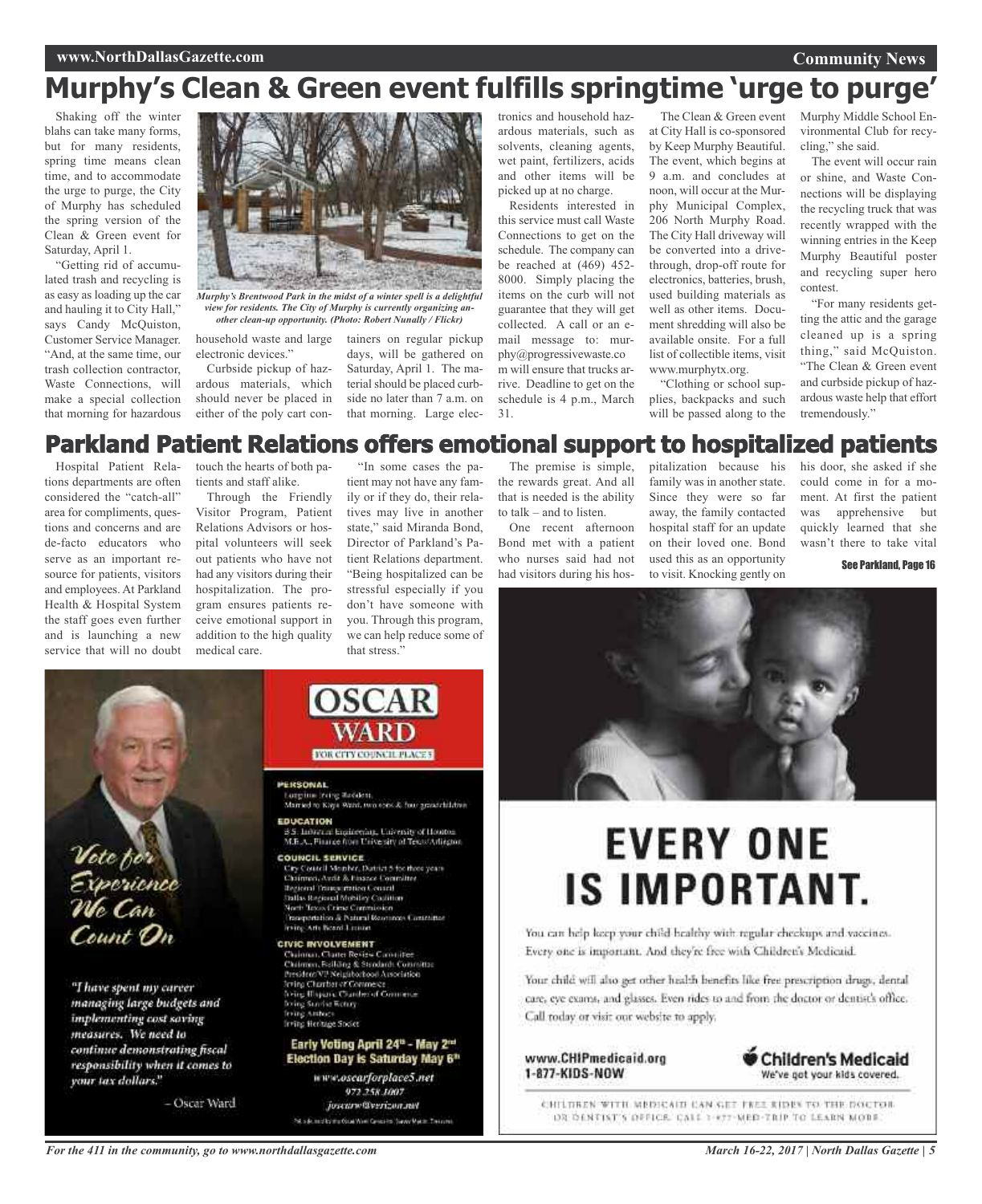# Murphy's Clean & Green event fulfills springtime 'urge to purge'

Shaking off the winter blahs can take many forms, but for many residents, spring time means clean time, and to accommodate the urge to purge, the City of Murphy has scheduled the spring version of the Clean & Green event for Saturday, April 1.

"Getting rid of accumulated trash and recycling is as easy as loading up the car and hauling it to City Hall," says Candy McQuiston, Customer Service Manager. "And, at the same time, our trash collection contractor, Waste Connections, will make a special collection that morning for hazardous household waste and large electronic devices."

*Murphy's Brentwood Park in the midst of a winter spell is a delightful view for residents. The City of Murphy is currently organizing another clean-up opportunity. (Photo: Robert Nunally / Flickr)*

Curbside pickup of hazardous materials, which should never be placed in either of the poly cart containers on regular pickup days, will be gathered on Saturday, April 1. The material should be placed curbside no later than 7 a.m. on that morning. Large electronics and household hazardous materials, such as solvents, cleaning agents, wet paint, fertilizers, acids and other items will be picked up at no charge.

Residents interested in this service must call Waste Connections to get on the schedule. The company can be reached at (469) 452-8000. Simply placing the items on the curb will not guarantee that they will get collected. A call or an e-mail message to: murphy@progressivewaste.com will ensure that trucks arrive. Deadline to get on the schedule is 4 p.m., March 31.

The Clean & Green event at City Hall is co-sponsored by Keep Murphy Beautiful. The event, which begins at 9 a.m. and concludes at noon, will occur at the Murphy Municipal Complex, 206 North Murphy Road. The City Hall driveway will be converted into a drive-through, drop-off route for electronics, batteries, brush, used building materials as well as other items. Document shredding will also be available onsite. For a full list of collectible items, visit www.murphytx.org.

"Clothing or school supplies, backpacks and such will be passed along to the Murphy Middle School Environmental Club for recycling," she said.

The event will occur rain or shine, and Waste Connections will be displaying the recycling truck that was recently wrapped with the winning entries in the Keep Murphy Beautiful poster and recycling super hero contest.

"For many residents getting the attic and the garage cleaned up is a spring thing," said McQuiston. "The Clean & Green event and curbside pickup of hazardous waste help that effort tremendously."

# Parkland Patient Relations offers emotional support to hospitalized patients

Hospital Patient Relations departments are often considered the "catch-all" area for compliments, questions and concerns and are de-facto educators who serve as an important resource for patients, visitors and employees. At Parkland Health & Hospital System the staff goes even further and is launching a new service that will no doubt touch the hearts of both patients and staff alike.

Through the Friendly Visitor Program, Patient Relations Advisors or hospital volunteers will seek out patients who have not had any visitors during their hospitalization. The program ensures patients receive emotional support in addition to the high quality medical care.

"In some cases the patient may not have any family or if they do, their relatives may live in another state," said Miranda Bond, Director of Parkland's Patient Relations department. "Being hospitalized can be stressful especially if you don't have someone with you. Through this program, we can help reduce some of that stress."

The premise is simple, the rewards great. And all that is needed is the ability to talk – and to listen.

One recent afternoon Bond met with a patient who nurses said had not had visitors during his hospitalization because his family was in another state. Since they were so far away, the family contacted hospital staff for an update on their loved one. Bond used this as an opportunity to visit. Knocking gently on his door, she asked if she could come in for a moment. At first the patient was apprehensive but quickly learned that she wasn't there to take vital

See Parkland, Page 16

---

*Vote for Experience We Can Count On*

*"I have spent my career managing large budgets and implementing cost saving measures. We need to continue demonstrating fiscal responsibility when it comes to your tax dollars."*

– Oscar Ward

**OSCAR WARD**
FOR CITY COUNCIL PLACE 5

**PERSONAL**
Longtime Irving Resident.
Married to Kaye Ward, two sons & four grandchildren

**EDUCATION**
B.S. Industrial Engineering, University of Houston
M.B.A., Finance from University of Texas/Arlington

**COUNCIL SERVICE**
City Council Member, District 5 for three years
Chairman, Audit & Finance Committee
Regional Transportation Council
Dallas Regional Mobility Coalition
North Texas Crime Commission
Transportation & Natural Resources Committee
Irving Arts Board Liaison

**CIVIC INVOLVEMENT**
Chairman, Charter Review Committee
Chairman, Building & Standards Committee
President/VP Neighborhood Association
Irving Chamber of Commerce
Irving Hispanic Chamber of Commerce
Irving Sunrise Rotary
Irving Amigos
Irving Heritage Society

**Early Voting April 24th - May 2nd**
**Election Day is Saturday May 6th**

www.oscarforplace5.net
972.258.1007
joscarw@verizon.net

---

# EVERY ONE IS IMPORTANT.

You can help keep your child healthy with regular checkups and vaccines. Every one is important. And they're free with Children's Medicaid.

Your child will also get other health benefits like free prescription drugs, dental care, eye exams, and glasses. Even rides to and from the doctor or dentist's office. Call today or visit our website to apply.

www.CHIPmedicaid.org
1-877-KIDS-NOW

Children's Medicaid
We've got your kids covered.

CHILDREN WITH MEDICAID CAN GET FREE RIDES TO THE DOCTOR OR DENTIST'S OFFICE. CALL 1-877-MED-TRIP TO LEARN MORE.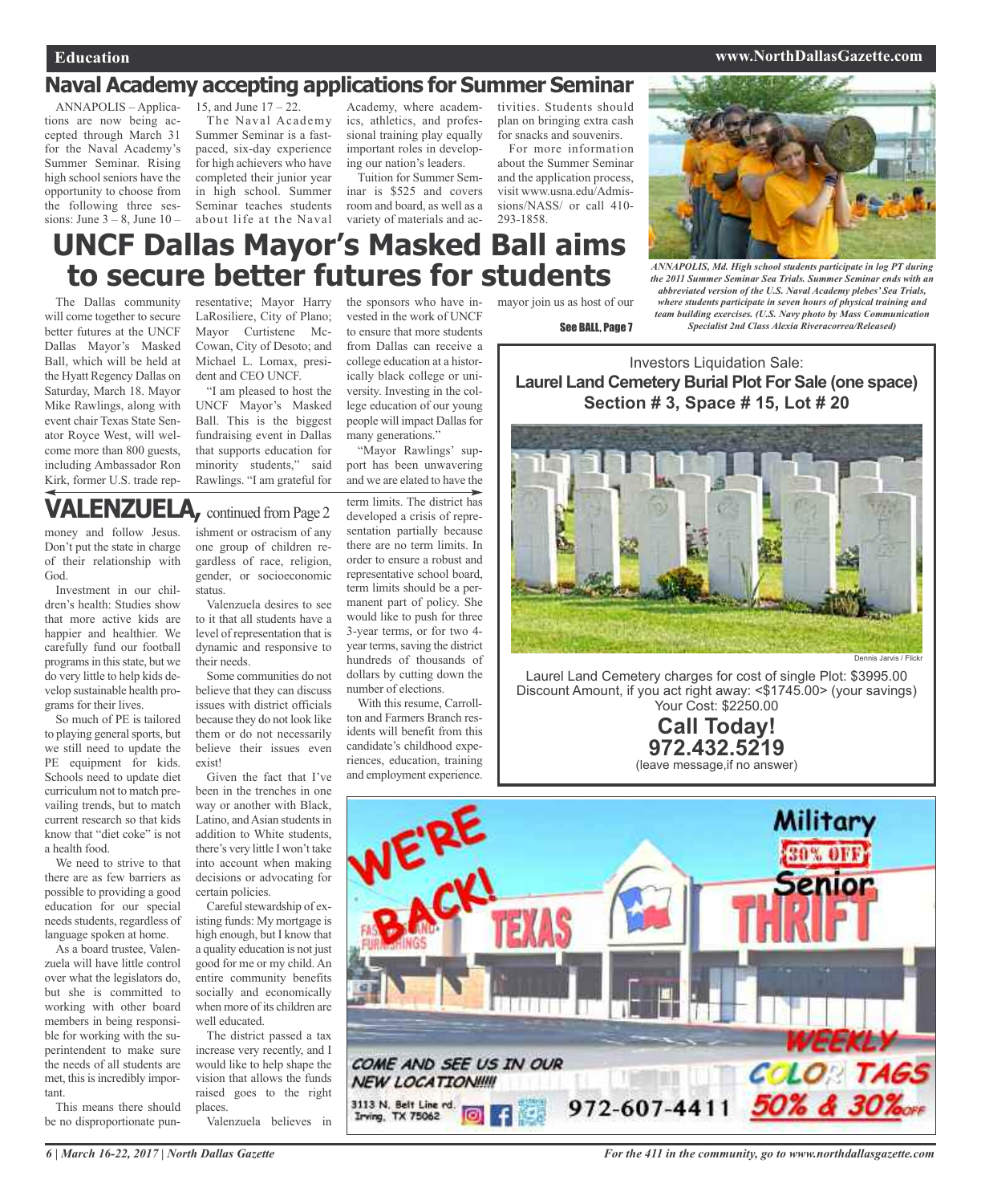## Naval Academy accepting applications for Summer Seminar

ANNAPOLIS – Applications are now being accepted through March 31 for the Naval Academy's Summer Seminar. Rising high school seniors have the opportunity to choose from the following three sessions: June 3 – 8, June 10 – 15, and June 17 – 22.

The Naval Academy Summer Seminar is a fast-paced, six-day experience for high achievers who have completed their junior year in high school. Summer Seminar teaches students about life at the Naval Academy, where academics, athletics, and professional training play equally important roles in developing our nation's leaders.

Tuition for Summer Seminar is $525 and covers room and board, as well as a variety of materials and activities. Students should plan on bringing extra cash for snacks and souvenirs.

For more information about the Summer Seminar and the application process, visit www.usna.edu/Admissions/NASS/ or call 410-293-1858.

*ANNAPOLIS, Md. High school students participate in log PT during the 2011 Summer Seminar Sea Trials. Summer Seminar ends with an abbreviated version of the U.S. Naval Academy plebes' Sea Trials, where students participate in seven hours of physical training and team building exercises. (U.S. Navy photo by Mass Communication Specialist 2nd Class Alexia Riveracorrea/Released)*

# UNCF Dallas Mayor's Masked Ball aims to secure better futures for students

The Dallas community will come together to secure better futures at the UNCF Dallas Mayor's Masked Ball, which will be held at the Hyatt Regency Dallas on Saturday, March 18. Mayor Mike Rawlings, along with event chair Texas State Senator Royce West, will welcome more than 800 guests, including Ambassador Ron Kirk, former U.S. trade representative; Mayor Harry LaRosiliere, City of Plano; Mayor Curtistene McCowan, City of Desoto; and Michael L. Lomax, president and CEO UNCF.

"I am pleased to host the UNCF Mayor's Masked Ball. This is the biggest fundraising event in Dallas that supports education for minority students," said Rawlings. "I am grateful for the sponsors who have invested in the work of UNCF to ensure that more students from Dallas can receive a college education at a historically black college or university. Investing in the college education of our young people will impact Dallas for many generations."

"Mayor Rawlings' support has been unwavering and we are elated to have the mayor join us as host of our

See BALL, Page 7

## VALENZUELA, continued from Page 2

money and follow Jesus. Don't put the state in charge of their relationship with God.

Investment in our children's health: Studies show that more active kids are happier and healthier. We carefully fund our football programs in this state, but we do very little to help kids develop sustainable health programs for their lives.

So much of PE is tailored to playing general sports, but we still need to update the PE equipment for kids. Schools need to update diet curriculum not to match prevailing trends, but to match current research so that kids know that "diet coke" is not a health food.

We need to strive to that there are as few barriers as possible to providing a good education for our special needs students, regardless of language spoken at home.

As a board trustee, Valenzuela will have little control over what the legislators do, but she is committed to working with other board members in being responsible for working with the superintendent to make sure the needs of all students are met, this is incredibly important.

This means there should be no disproportionate punishment or ostracism of any one group of children regardless of race, religion, gender, or socioeconomic status.

Valenzuela desires to see to it that all students have a level of representation that is dynamic and responsive to their needs.

Some communities do not believe that they can discuss issues with district officials because they do not look like them or do not necessarily believe their issues even exist!

Given the fact that I've been in the trenches in one way or another with Black, Latino, and Asian students in addition to White students, there's very little I won't take into account when making decisions or advocating for certain policies.

Careful stewardship of existing funds: My mortgage is high enough, but I know that a quality education is not just good for me or my child. An entire community benefits socially and economically when more of its children are well educated.

The district passed a tax increase very recently, and I would like to help shape the vision that allows the funds raised goes to the right places.

Valenzuela believes in term limits. The district has developed a crisis of representation partially because there are no term limits. In order to ensure a robust and representative school board, term limits should be a permanent part of policy. She would like to push for three 3-year terms, or for two 4-year terms, saving the district hundreds of thousands of dollars by cutting down the number of elections.

With this resume, Carrollton and Farmers Branch residents will benefit from this candidate's childhood experiences, education, training and employment experience.

---

Investors Liquidation Sale:

**Laurel Land Cemetery Burial Plot For Sale (one space)**
**Section # 3, Space # 15, Lot # 20**

Dennis Jarvis / Flickr

Laurel Land Cemetery charges for cost of single Plot: $3995.00
Discount Amount, if you act right away: <$1745.00> (your savings)
Your Cost: $2250.00

**Call Today!**
**972.432.5219**
(leave message,if no answer)

---

WE'RE BACK! TEXAS THRIFT

Military 30% OFF Senior

WEEKLY COLOR TAGS 50% & 30% OFF

COME AND SEE US IN OUR NEW LOCATION!!!!!

3113 N. Belt Line rd. Irving, TX 75062

972-607-4411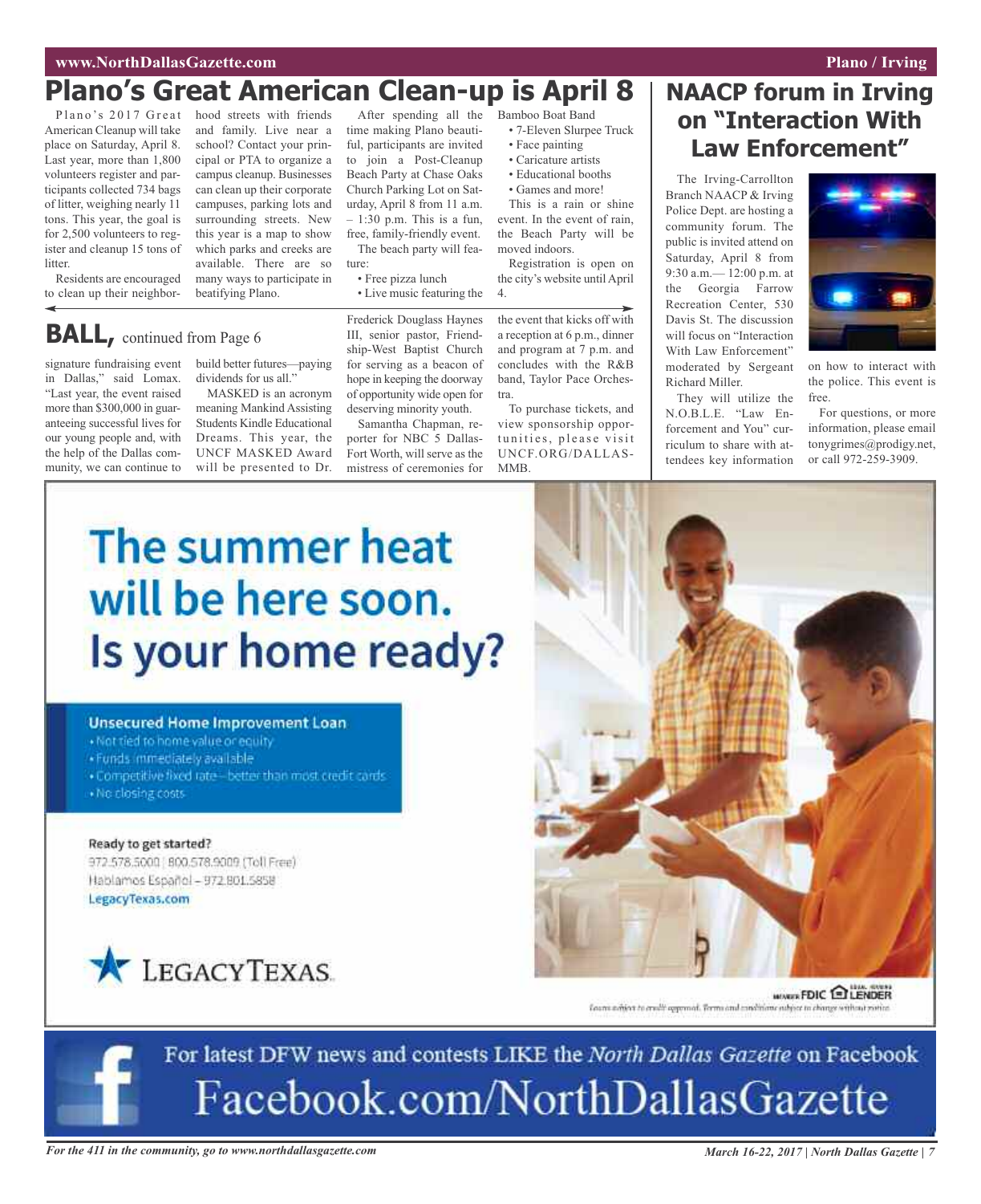# Plano's Great American Clean-up is April 8

Plano's 2017 Great American Cleanup will take place on Saturday, April 8. Last year, more than 1,800 volunteers register and participants collected 734 bags of litter, weighing nearly 11 tons. This year, the goal is for 2,500 volunteers to register and cleanup 15 tons of litter.

Residents are encouraged to clean up their neighborhood streets with friends and family. Live near a school? Contact your principal or PTA to organize a campus cleanup. Businesses can clean up their corporate campuses, parking lots and surrounding streets. New this year is a map to show which parks and creeks are available. There are so many ways to participate in beatifying Plano.

After spending all the time making Plano beautiful, participants are invited to join a Post-Cleanup Beach Party at Chase Oaks Church Parking Lot on Saturday, April 8 from 11 a.m. – 1:30 p.m. This is a fun, free, family-friendly event.

The beach party will feature:

- Free pizza lunch
- Live music featuring the Bamboo Boat Band
- 7-Eleven Slurpee Truck
- Face painting
- Caricature artists
- Educational booths
- Games and more!

This is a rain or shine event. In the event of rain, the Beach Party will be moved indoors.

Registration is open on the city's website until April 4.

## BALL, continued from Page 6

signature fundraising event in Dallas," said Lomax. "Last year, the event raised more than $300,000 in guaranteeing successful lives for our young people and, with the help of the Dallas community, we can continue to build better futures—paying dividends for us all."

MASKED is an acronym meaning Mankind Assisting Students Kindle Educational Dreams. This year, the UNCF MASKED Award will be presented to Dr. Frederick Douglass Haynes III, senior pastor, Friendship-West Baptist Church for serving as a beacon of hope in keeping the doorway of opportunity wide open for deserving minority youth.

Samantha Chapman, reporter for NBC 5 Dallas-Fort Worth, will serve as the mistress of ceremonies for the event that kicks off with a reception at 6 p.m., dinner and program at 7 p.m. and concludes with the R&B band, Taylor Pace Orchestra.

To purchase tickets, and view sponsorship opportunities, please visit UNCF.ORG/DALLAS-MMB.

# NAACP forum in Irving on "Interaction With Law Enforcement"

The Irving-Carrollton Branch NAACP & Irving Police Dept. are hosting a community forum. The public is invited attend on Saturday, April 8 from 9:30 a.m.— 12:00 p.m. at the Georgia Farrow Recreation Center, 530 Davis St. The discussion will focus on "Interaction With Law Enforcement" moderated by Sergeant Richard Miller.

They will utilize the N.O.B.L.E. "Law Enforcement and You" curriculum to share with attendees key information on how to interact with the police. This event is free.

For questions, or more information, please email tonygrimes@prodigy.net, or call 972-259-3909.

# The summer heat will be here soon. Is your home ready?

**Unsecured Home Improvement Loan**

- Not tied to home value or equity
- Funds immediately available
- Competitive fixed rate—better than most credit cards
- No closing costs

**Ready to get started?**

972.578.5000 | 800.578.9009 (Toll Free)
Hablamos Español – 972.801.5858
LegacyTexas.com

LEGACYTEXAS

MEMBER FDIC EQUAL HOUSING LENDER

Loans subject to credit approval. Terms and conditions subject to change without notice.

For latest DFW news and contests LIKE the *North Dallas Gazette* on Facebook

Facebook.com/NorthDallasGazette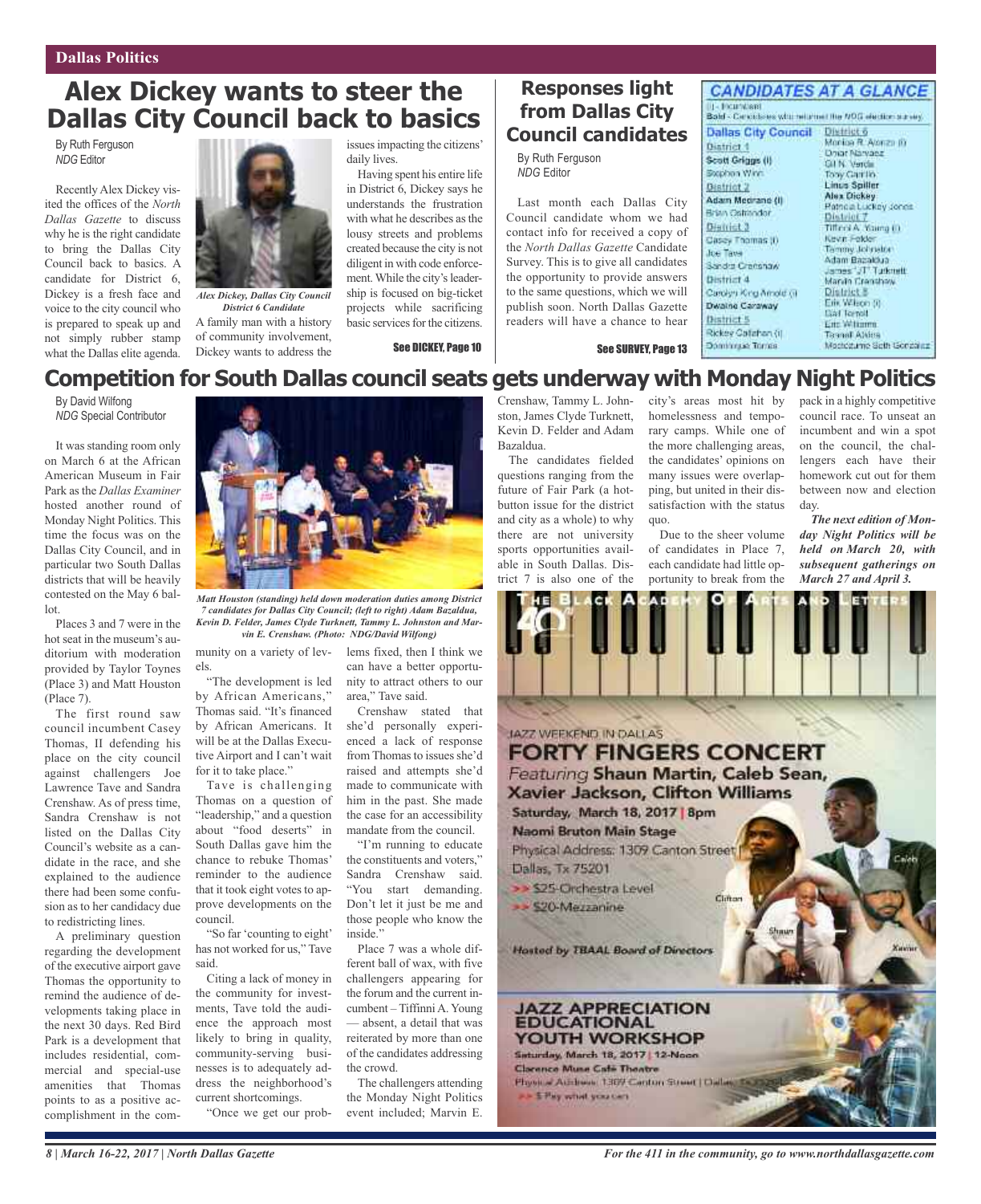Dallas Politics

# Alex Dickey wants to steer the Dallas City Council back to basics

By Ruth Ferguson
*NDG* Editor

Recently Alex Dickey visited the offices of the *North Dallas Gazette* to discuss why he is the right candidate to bring the Dallas City Council back to basics. A candidate for District 6, Dickey is a fresh face and voice to the city council who is prepared to speak up and not simply rubber stamp what the Dallas elite agenda.

*Alex Dickey, Dallas City Council District 6 Candidate*

A family man with a history of community involvement, Dickey wants to address the issues impacting the citizens' daily lives.

Having spent his entire life in District 6, Dickey says he understands the frustration with what he describes as the lousy streets and problems created because the city is not diligent in with code enforcement. While the city's leadership is focused on big-ticket projects while sacrificing basic services for the citizens.

**See DICKEY, Page 10**

# Responses light from Dallas City Council candidates

By Ruth Ferguson
*NDG* Editor

Last month each Dallas City Council candidate whom we had contact info for received a copy of the *North Dallas Gazette* Candidate Survey. This is to give all candidates the opportunity to provide answers to the same questions, which we will publish soon. North Dallas Gazette readers will have a chance to hear

**See SURVEY, Page 13**

## CANDIDATES AT A GLANCE

(I) - Incumbent
**Bold** - Candidates who returned the NDG election survey.

**Dallas City Council**

District 1
**Scott Griggs (I)**
Stephen Winn

District 2
**Adam Medrano (I)**
Brian Oshtandor

District 3
Casey Thomas (I)
Joe Tave
Sandra Crenshaw

District 4
Carolyn King Arnold (I)
**Dwaine Caraway**

District 5
Rickey Callahan (I)
Dominique Torres

District 6
Monica R. Alonzo (I)
Omar Narvaez
Gil N. Verde
Tony Carrillo
**Linus Spiller**
**Alex Dickey**
Patricia Luckey Jones

District 7
Tiffinni A. Young (I)
Kevin Felder
Tammy Johnston
Adam Bazaldua
James "JT" Turknett
Marvin Crenshaw

District 8
Erik Wilson (I)
Gail Terrell
Eric Williams
Tennell Atkins
Moctezuma Seth Gonzalez

# Competition for South Dallas council seats gets underway with Monday Night Politics

By David Wilfong
*NDG* Special Contributor

It was standing room only on March 6 at the African American Museum in Fair Park as the *Dallas Examiner* hosted another round of Monday Night Politics. This time the focus was on the Dallas City Council, and in particular two South Dallas districts that will be heavily contested on the May 6 ballot.

Places 3 and 7 were in the hot seat in the museum's auditorium with moderation provided by Taylor Toynes (Place 3) and Matt Houston (Place 7).

The first round saw council incumbent Casey Thomas, II defending his place on the city council against challengers Joe Lawrence Tave and Sandra Crenshaw. As of press time, Sandra Crenshaw is not listed on the Dallas City Council's website as a candidate in the race, and she explained to the audience there had been some confusion as to her candidacy due to redistricting lines.

A preliminary question regarding the development of the executive airport gave Thomas the opportunity to remind the audience of developments taking place in the next 30 days. Red Bird Park is a development that includes residential, commercial and special-use amenities that Thomas points to as a positive accomplishment in the community on a variety of levels.

*Matt Houston (standing) held down moderation duties among District 7 candidates for Dallas City Council; (left to right) Adam Bazaldua, Kevin D. Felder, James Clyde Turknett, Tammy L. Johnston and Marvin E. Crenshaw. (Photo: NDG/David Wilfong)*

"The development is led by African Americans," Thomas said. "It's financed by African Americans. It will be at the Dallas Executive Airport and I can't wait for it to take place."

Tave is challenging Thomas on a question of "leadership," and a question about "food deserts" in South Dallas gave him the chance to rebuke Thomas' reminder to the audience that it took eight votes to approve developments on the council.

"So far 'counting to eight' has not worked for us," Tave said.

Citing a lack of money in the community for investments, Tave told the audience the approach most likely to bring in quality, community-serving businesses is to adequately address the neighborhood's current shortcomings.

"Once we get our problems fixed, then I think we can have a better opportunity to attract others to our area," Tave said.

Crenshaw stated that she'd personally experienced a lack of response from Thomas to issues she'd raised and attempts she'd made to communicate with him in the past. She made the case for an accessibility mandate from the council.

"I'm running to educate the constituents and voters," Sandra Crenshaw said. "You start demanding. Don't let it just be me and those people who know the inside."

Place 7 was a whole different ball of wax, with five challengers appearing for the forum and the current incumbent – Tiffinni A. Young — absent, a detail that was reiterated by more than one of the candidates addressing the crowd.

The challengers attending the Monday Night Politics event included; Marvin E. Crenshaw, Tammy L. Johnston, James Clyde Turknett, Kevin D. Felder and Adam Bazaldua.

The candidates fielded questions ranging from the future of Fair Park (a hot-button issue for the district and city as a whole) to why there are not university sports opportunities available in South Dallas. District 7 is also one of the city's areas most hit by homelessness and temporary camps. While one of the more challenging areas, the candidates' opinions on many issues were overlapping, but united in their dissatisfaction with the status quo.

Due to the sheer volume of candidates in Place 7, each candidate had little opportunity to break from the pack in a highly competitive council race. To unseat an incumbent and win a spot on the council, the challengers each have their homework cut out for them between now and election day.

***The next edition of Monday Night Politics will be held on March 20, with subsequent gatherings on March 27 and April 3.***

THE BLACK ACADEMY OF ARTS AND LETTERS 40

JAZZ WEEKEND IN DALLAS
**FORTY FINGERS CONCERT**
*Featuring* **Shaun Martin, Caleb Sean, Xavier Jackson, Clifton Williams**
**Saturday, March 18, 2017 | 8pm**
**Naomi Bruton Main Stage**
Physical Address: 1309 Canton Street
Dallas, Tx 75201
>> $25-Orchestra Level
>> $20-Mezzanine

*Hosted by TBAAL Board of Directors*

**JAZZ APPRECIATION EDUCATIONAL YOUTH WORKSHOP**
**Saturday, March 18, 2017 | 12-Noon**
**Clarence Muse Café Theatre**
Physical Address: 1309 Canton Street | Dallas, Tx 75201
>> $ Pay what you can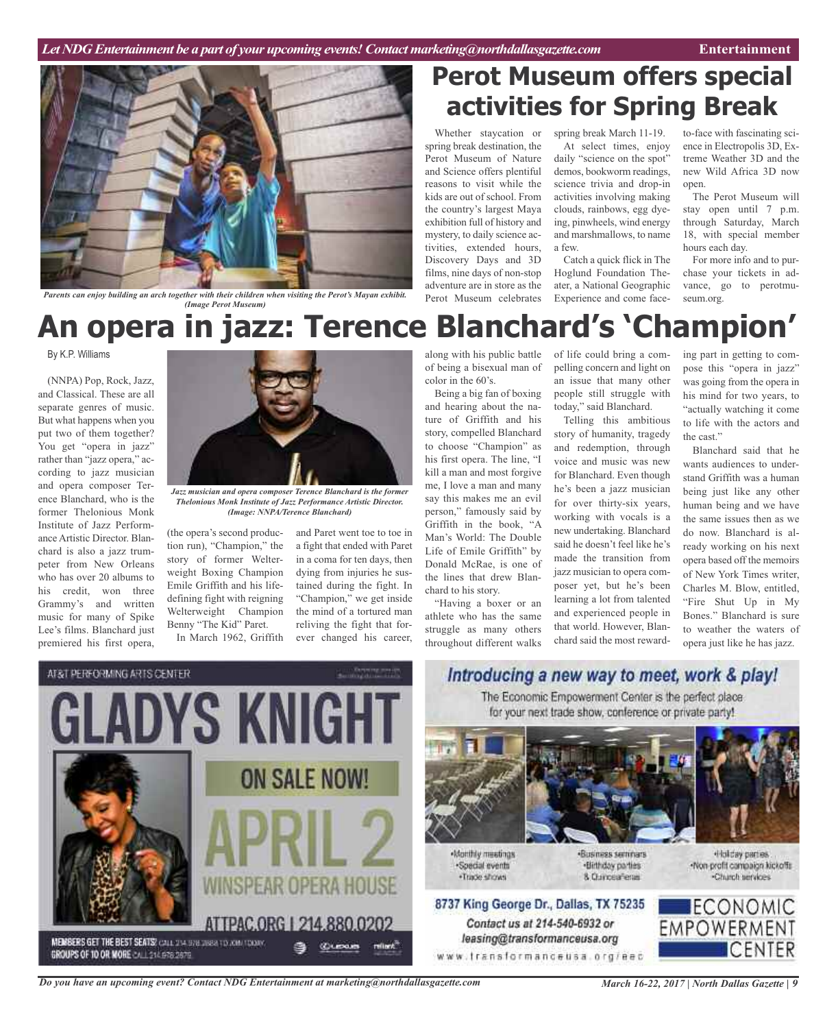# Perot Museum offers special activities for Spring Break

*Parents can enjoy building an arch together with their children when visiting the Perot's Mayan exhibit. (Image Perot Museum)*

Whether staycation or spring break destination, the Perot Museum of Nature and Science offers plentiful reasons to visit while the kids are out of school. From the country's largest Maya exhibition full of history and mystery, to daily science activities, extended hours, Discovery Days and 3D films, nine days of non-stop adventure are in store as the Perot Museum celebrates spring break March 11-19.

At select times, enjoy daily "science on the spot" demos, bookworm readings, science trivia and drop-in activities involving making clouds, rainbows, egg dyeing, pinwheels, wind energy and marshmallows, to name a few.

Catch a quick flick in The Hoglund Foundation Theater, a National Geographic Experience and come face-to-face with fascinating science in Electropolis 3D, Extreme Weather 3D and the new Wild Africa 3D now open.

The Perot Museum will stay open until 7 p.m. through Saturday, March 18, with special member hours each day.

For more info and to purchase your tickets in advance, go to perotmuseum.org.

# An opera in jazz: Terence Blanchard's 'Champion'

By K.P. Williams

(NNPA) Pop, Rock, Jazz, and Classical. These are all separate genres of music. But what happens when you put two of them together? You get "opera in jazz" rather than "jazz opera," according to jazz musician and opera composer Terence Blanchard, who is the former Thelonious Monk Institute of Jazz Performance Artistic Director. Blanchard is also a jazz trumpeter from New Orleans who has over 20 albums to his credit, won three Grammy's and written music for many of Spike Lee's films. Blanchard just premiered his first opera, (the opera's second production run), "Champion," the story of former Welterweight Boxing Champion Emile Griffith and his life-defining fight with reigning Welterweight Champion Benny "The Kid" Paret.

*Jazz musician and opera composer Terence Blanchard is the former Thelonious Monk Institute of Jazz Performance Artistic Director. (Image: NNPA/Terence Blanchard)*

In March 1962, Griffith and Paret went toe to toe in a fight that ended with Paret in a coma for ten days, then dying from injuries he sustained during the fight. In "Champion," we get inside the mind of a tortured man reliving the fight that forever changed his career, along with his public battle of being a bisexual man of color in the 60's.

Being a big fan of boxing and hearing about the nature of Griffith and his story, compelled Blanchard to choose "Champion" as his first opera. The line, "I kill a man and most forgive me, I love a man and many say this makes me an evil person," famously said by Griffith in the book, "A Man's World: The Double Life of Emile Griffith" by Donald McRae, is one of the lines that drew Blanchard to his story.

"Having a boxer or an athlete who has the same struggle as many others throughout different walks of life could bring a compelling concern and light on an issue that many other people still struggle with today," said Blanchard.

Telling this ambitious story of humanity, tragedy and redemption, through voice and music was new for Blanchard. Even though he's been a jazz musician for over thirty-six years, working with vocals is a new undertaking. Blanchard said he doesn't feel like he's made the transition from jazz musician to opera composer yet, but he's been learning a lot from talented and experienced people in that world. However, Blanchard said the most rewarding part in getting to compose this "opera in jazz" was going from the opera in his mind for two years, to "actually watching it come to life with the actors and the cast."

Blanchard said that he wants audiences to understand Griffith was a human being just like any other human being and we have the same issues then as we do now. Blanchard is already working on his next opera based off the memoirs of New York Times writer, Charles M. Blow, entitled, "Fire Shut Up in My Bones." Blanchard is sure to weather the waters of opera just like he has jazz.

---

AT&T PERFORMING ARTS CENTER

**GLADYS KNIGHT**

**ON SALE NOW!**

**APRIL 2**

**WINSPEAR OPERA HOUSE**

**ATTPAC.ORG | 214.880.0202**

MEMBERS GET THE BEST SEATS! CALL 214.978.2888 TO JOIN TODAY.
GROUPS OF 10 OR MORE CALL 214.978.2879

---

***Introducing a new way to meet, work & play!***

The Economic Empowerment Center is the perfect place for your next trade show, conference or private party!

- Monthly meetings
- Special events
- Trade shows
- Business seminars
- Birthday parties
- & Quinceañeras
- Holiday parties
- Non-profit campaign kickoffs
- Church services

**8737 King George Dr., Dallas, TX 75235**

*Contact us at 214-540-6932 or leasing@transformanceusa.org*

www.transformanceusa.org/eec

ECONOMIC EMPOWERMENT CENTER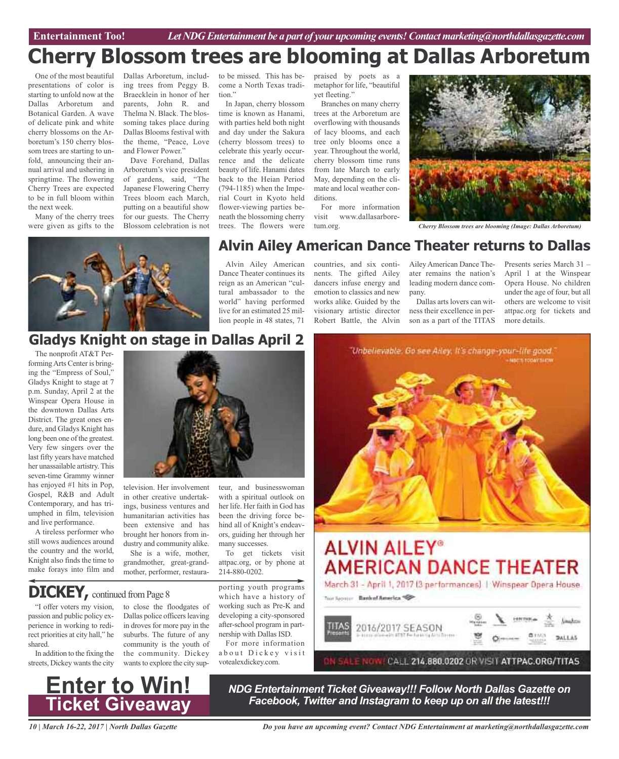# Cherry Blossom trees are blooming at Dallas Arboretum

One of the most beautiful presentations of color is starting to unfold now at the Dallas Arboretum and Botanical Garden. A wave of delicate pink and white cherry blossoms on the Arboretum's 150 cherry blossom trees are starting to unfold, announcing their annual arrival and ushering in springtime. The flowering Cherry Trees are expected to be in full bloom within the next week.

Many of the cherry trees were given as gifts to the Dallas Arboretum, including trees from Peggy B. Braecklein in honor of her parents, John R. and Thelma N. Black. The blossoming takes place during Dallas Blooms festival with the theme, "Peace, Love and Flower Power."

Dave Forehand, Dallas Arboretum's vice president of gardens, said, "The Japanese Flowering Cherry Trees bloom each March, putting on a beautiful show for our guests. The Cherry Blossom celebration is not to be missed. This has become a North Texas tradition."

In Japan, cherry blossom time is known as Hanami, with parties held both night and day under the Sakura (cherry blossom trees) to celebrate this yearly occurrence and the delicate beauty of life. Hanami dates back to the Heian Period (794-1185) when the Imperial Court in Kyoto held flower-viewing parties beneath the blossoming cherry trees. The flowers were praised by poets as a metaphor for life, "beautiful yet fleeting."

Branches on many cherry trees at the Arboretum are overflowing with thousands of lacy blooms, and each tree only blooms once a year. Throughout the world, cherry blossom time runs from late March to early May, depending on the climate and local weather conditions.

For more information visit www.dallasarboretum.org.

*Cherry Blossom trees are blooming (Image: Dallas Arboretum)*

## Alvin Ailey American Dance Theater returns to Dallas

Alvin Ailey American Dance Theater continues its reign as an American "cultural ambassador to the world" having performed live for an estimated 25 million people in 48 states, 71 countries, and six continents. The gifted Ailey dancers infuse energy and emotion to classics and new works alike. Guided by the visionary artistic director Robert Battle, the Alvin Ailey American Dance Theater remains the nation's leading modern dance company.

Dallas arts lovers can witness their excellence in person as a part of the TITAS Presents series March 31 – April 1 at the Winspear Opera House. No children under the age of four, but all others are welcome to visit attpac.org for tickets and more details.

## Gladys Knight on stage in Dallas April 2

The nonprofit AT&T Performing Arts Center is bringing the "Empress of Soul," Gladys Knight to stage at 7 p.m. Sunday, April 2 at the Winspear Opera House in the downtown Dallas Arts District. The great ones endure, and Gladys Knight has long been one of the greatest. Very few singers over the last fifty years have matched her unassailable artistry. This seven-time Grammy winner has enjoyed #1 hits in Pop, Gospel, R&B and Adult Contemporary, and has triumphed in film, television and live performance.

A tireless performer who still wows audiences around the country and the world, Knight also finds the time to make forays into film and television. Her involvement in other creative undertakings, business ventures and humanitarian activities has been extensive and has brought her honors from industry and community alike.

She is a wife, mother, grandmother, great-grandmother, performer, restaurateur, and businesswoman with a spiritual outlook on her life. Her faith in God has been the driving force behind all of Knight's endeavors, guiding her through her many successes.

To get tickets visit attpac.org, or by phone at 214-880-0202.

"Unbelievable. Go see Ailey. It's change-your-life good." – NBC'S TODAY SHOW

**ALVIN AILEY® AMERICAN DANCE THEATER**

March 31 – April 1, 2017 (3 performances) | Winspear Opera House

Tour Sponsor: Bank of America

TITAS Presents 2016/2017 SEASON

ON SALE NOW! CALL 214.880.0202 OR VISIT ATTPAC.ORG/TITAS

## DICKEY, continued from Page 8

"I offer voters my vision, passion and public policy experience in working to redirect priorities at city hall," he shared.

In addition to the fixing the streets, Dickey wants the city to close the floodgates of Dallas police officers leaving in droves for more pay in the suburbs. The future of any community is the youth of the community. Dickey wants to explore the city supporting youth programs which have a history of working such as Pre-K and developing a city-sponsored after-school program in partnership with Dallas ISD.

For more information about Dickey visit votealexdickey.com.

**Enter to Win! Ticket Giveaway**

***NDG Entertainment Ticket Giveaway!!! Follow North Dallas Gazette on Facebook, Twitter and Instagram to keep up on all the latest!!!***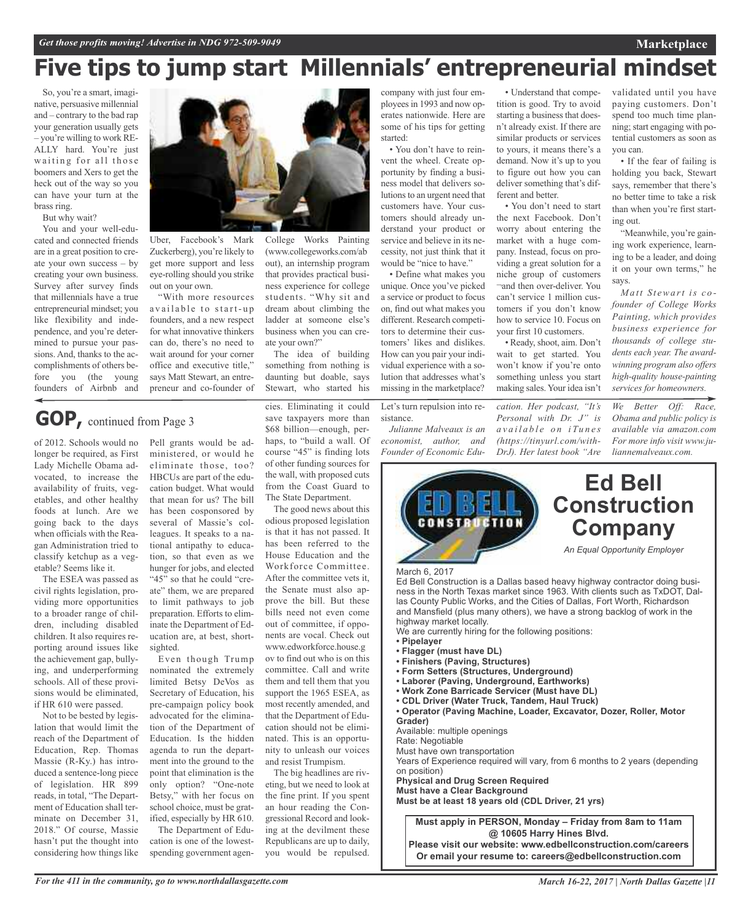# Five tips to jump start Millennials' entrepreneurial mindset

So, you're a smart, imaginative, persuasive millennial and – contrary to the bad rap your generation usually gets – you're willing to work REALLY hard. You're just waiting for all those boomers and Xers to get the heck out of the way so you can have your turn at the brass ring.

But why wait?

You and your well-educated and connected friends are in a great position to create your own success – by creating your own business. Survey after survey finds that millennials have a true entrepreneurial mindset; you like flexibility and independence, and you're determined to pursue your passions. And, thanks to the accomplishments of others before you (the young founders of Airbnb and Uber, Facebook's Mark Zuckerberg), you're likely to get more support and less eye-rolling should you strike out on your own.

"With more resources available to start-up founders, and a new respect for what innovative thinkers can do, there's no need to wait around for your corner office and executive title," says Matt Stewart, an entrepreneur and co-founder of College Works Painting (www.collegeworks.com/about), an internship program that provides practical business experience for college students. "Why sit and dream about climbing the ladder at someone else's business when you can create your own?"

The idea of building something from nothing is daunting but doable, says Stewart, who started his company with just four employees in 1993 and now operates nationwide. Here are some of his tips for getting started:

• You don't have to reinvent the wheel. Create opportunity by finding a business model that delivers solutions to an urgent need that customers have. Your customers should already understand your product or service and believe in its necessity, not just think that it would be "nice to have."

• Define what makes you unique. Once you've picked a service or product to focus on, find out what makes you different. Research competitors to determine their customers' likes and dislikes. How can you pair your individual experience with a solution that addresses what's missing in the marketplace?

• Understand that competition is good. Try to avoid starting a business that doesn't already exist. If there are similar products or services to yours, it means there's a demand. Now it's up to you to figure out how you can deliver something that's different and better.

• You don't need to start the next Facebook. Don't worry about entering the market with a huge company. Instead, focus on providing a great solution for a niche group of customers ¬and then over-deliver. You can't service 1 million customers if you don't know how to service 10. Focus on your first 10 customers.

• Ready, shoot, aim. Don't wait to get started. You won't know if you're onto something unless you start making sales. Your idea isn't validated until you have paying customers. Don't spend too much time planning; start engaging with potential customers as soon as you can.

• If the fear of failing is holding you back, Stewart says, remember that there's no better time to take a risk than when you're first starting out.

"Meanwhile, you're gaining work experience, learning to be a leader, and doing it on your own terms," he says.

*Matt Stewart is co-founder of College Works Painting, which provides business experience for thousands of college students each year. The award-winning program also offers high-quality house-painting services for homeowners.*

## GOP, continued from Page 3

of 2012. Schools would no longer be required, as First Lady Michelle Obama advocated, to increase the availability of fruits, vegetables, and other healthy foods at lunch. Are we going back to the days when officials with the Reagan Administration tried to classify ketchup as a vegetable? Seems like it.

The ESEA was passed as civil rights legislation, providing more opportunities to a broader range of children, including disabled children. It also requires reporting around issues like the achievement gap, bullying, and underperforming schools. All of these provisions would be eliminated, if HR 610 were passed.

Not to be bested by legislation that would limit the reach of the Department of Education, Rep. Thomas Massie (R-Ky.) has introduced a sentence-long piece of legislation. HR 899 reads, in total, "The Department of Education shall terminate on December 31, 2018." Of course, Massie hasn't put the thought into considering how things like Pell grants would be administered, or would he eliminate those, too? HBCUs are part of the education budget. What would that mean for us? The bill has been cosponsored by several of Massie's colleagues. It speaks to a national antipathy to education, so that even as we hunger for jobs, and elected "45" so that he could "create" them, we are prepared to limit pathways to job preparation. Efforts to eliminate the Department of Education are, at best, short-sighted.

Even though Trump nominated the extremely limited Betsy DeVos as Secretary of Education, his pre-campaign policy book advocated for the elimination of the Department of Education. Is the hidden agenda to run the department into the ground to the point that elimination is the only option? "One-note Betsy," with her focus on school choice, must be gratified, especially by HR 610.

The Department of Education is one of the lowest-spending government agencies. Eliminating it could save taxpayers more than $68 billion—enough, perhaps, to "build a wall. Of course "45" is finding lots of other funding sources for the wall, with proposed cuts from the Coast Guard to The State Department.

The good news about this odious proposed legislation is that it has not passed. It has been referred to the House Education and the Workforce Committee. After the committee vets it, the Senate must also approve the bill. But these bills need not even come out of committee, if opponents are vocal. Check out www.edworkforce.house.gov to find out who is on this committee. Call and write them and tell them that you support the 1965 ESEA, as most recently amended, and that the Department of Education should not be eliminated. This is an opportunity to unleash our voices and resist Trumpism.

The big headlines are riveting, but we need to look at the fine print. If you spent an hour reading the Congressional Record and looking at the devilment these Republicans are up to daily, you would be repulsed. Let's turn repulsion into resistance.

*Julianne Malveaux is an economist, author, and Founder of Economic Education. Her podcast, "It's Personal with Dr. J" is available on iTunes (https://tinyurl.com/withDrJ). Her latest book "Are We Better Off: Race, Obama and public policy is available via amazon.com For more info visit www.juliannemalveaux.com.*

# Ed Bell Construction Company

*An Equal Opportunity Employer*

March 6, 2017

Ed Bell Construction is a Dallas based heavy highway contractor doing business in the North Texas market since 1963. With clients such as TxDOT, Dallas County Public Works, and the Cities of Dallas, Fort Worth, Richardson and Mansfield (plus many others), we have a strong backlog of work in the highway market locally.

We are currently hiring for the following positions:

- **Pipelayer**
- **Flagger (must have DL)**
- **Finishers (Paving, Structures)**
- **Form Setters (Structures, Underground)**
- **Laborer (Paving, Underground, Earthworks)**
- **Work Zone Barricade Servicer (Must have DL)**
- **CDL Driver (Water Truck, Tandem, Haul Truck)**
- **Operator (Paving Machine, Loader, Excavator, Dozer, Roller, Motor Grader)**

Available: multiple openings

Rate: Negotiable

Must have own transportation

Years of Experience required will vary, from 6 months to 2 years (depending on position)

**Physical and Drug Screen Required**

**Must have a Clear Background**

**Must be at least 18 years old (CDL Driver, 21 yrs)**

**Must apply in PERSON, Monday – Friday from 8am to 11am @ 10605 Harry Hines Blvd.**

**Please visit our website: www.edbellconstruction.com/careers**

**Or email your resume to: careers@edbellconstruction.com**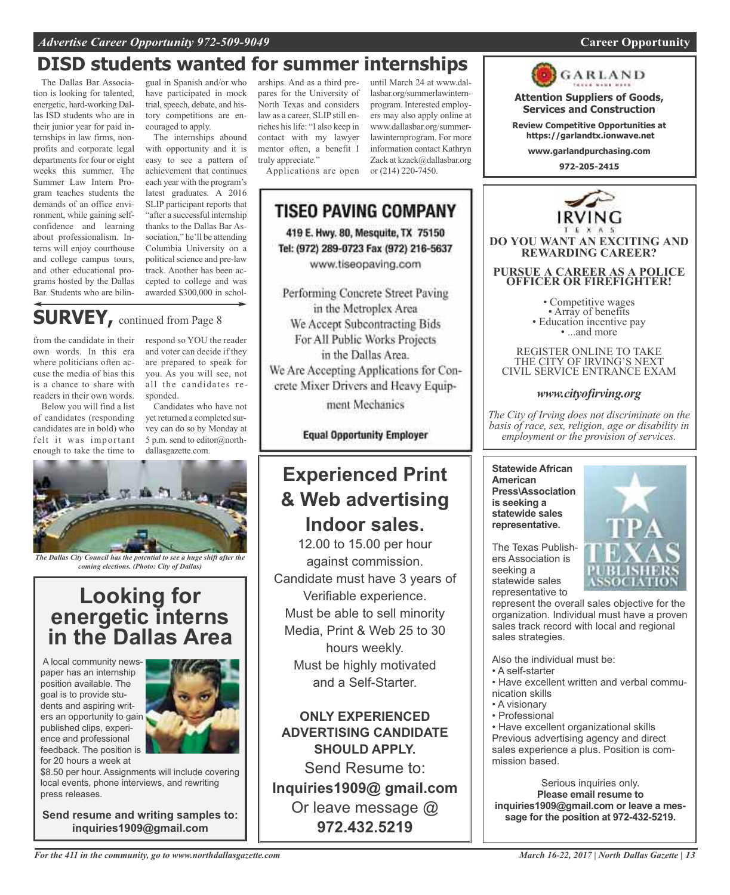# DISD students wanted for summer internships

The Dallas Bar Association is looking for talented, energetic, hard-working Dallas ISD students who are in their junior year for paid internships in law firms, nonprofits and corporate legal departments for four or eight weeks this summer. The Summer Law Intern Program teaches students the demands of an office environment, while gaining self-confidence and learning about professionalism. Interns will enjoy courthouse and college campus tours, and other educational programs hosted by the Dallas Bar. Students who are bilingual in Spanish and/or who have participated in mock trial, speech, debate, and history competitions are encouraged to apply.

The internships abound with opportunity and it is easy to see a pattern of achievement that continues each year with the program's latest graduates. A 2016 SLIP participant reports that "after a successful internship thanks to the Dallas Bar Association," he'll be attending Columbia University on a political science and pre-law track. Another has been accepted to college and was awarded $300,000 in scholarships. And as a third prepares for the University of North Texas and considers law as a career, SLIP still enriches his life: "I also keep in contact with my lawyer mentor often, a benefit I truly appreciate."

Applications are open until March 24 at www.dallasbar.org/summerlawinternprogram. Interested employers may also apply online at www.dallasbar.org/summerlawinternprogram. For more information contact Kathryn Zack at kzack@dallasbar.org or (214) 220-7450.

## SURVEY, continued from Page 8

from the candidate in their own words. In this era where politicians often accuse the media of bias this is a chance to share with readers in their own words.

Below you will find a list of candidates (responding candidates are in bold) who felt it was important enough to take the time to respond so YOU the reader and voter can decide if they are prepared to speak for you. As you will see, not all the candidates responded.

Candidates who have not yet returned a completed survey can do so by Monday at 5 p.m. send to editor@northdallasgazette.com.

*The Dallas City Council has the potential to see a huge shift after the coming elections. (Photo: City of Dallas)*

## Looking for energetic interns in the Dallas Area

A local community newspaper has an internship position available. The goal is to provide students and aspiring writers an opportunity to gain published clips, experience and professional feedback. The position is for 20 hours a week at $8.50 per hour. Assignments will include covering local events, phone interviews, and rewriting press releases.

**Send resume and writing samples to: inquiries1909@gmail.com**

## TISEO PAVING COMPANY

419 E. Hwy. 80, Mesquite, TX 75150
Tel: (972) 289-0723 Fax (972) 216-5637
www.tiseopaving.com

Performing Concrete Street Paving in the Metroplex Area
We Accept Subcontracting Bids For All Public Works Projects in the Dallas Area.
We Are Accepting Applications for Concrete Mixer Drivers and Heavy Equipment Mechanics

**Equal Opportunity Employer**

## Experienced Print & Web advertising Indoor sales.

12.00 to 15.00 per hour against commission.
Candidate must have 3 years of Verifiable experience.
Must be able to sell minority Media, Print & Web 25 to 30 hours weekly.
Must be highly motivated and a Self-Starter.

**ONLY EXPERIENCED ADVERTISING CANDIDATE SHOULD APPLY.**

Send Resume to:
**Inquiries1909@ gmail.com**
Or leave message @
**972.432.5219**

## GARLAND

**Attention Suppliers of Goods, Services and Construction**

**Review Competitive Opportunities at https://garlandtx.ionwave.net**

**www.garlandpurchasing.com**

**972-205-2415**

## IRVING TEXAS

**DO YOU WANT AN EXCITING AND REWARDING CAREER?**

**PURSUE A CAREER AS A POLICE OFFICER OR FIREFIGHTER!**

- Competitive wages
- Array of benefits
- Education incentive pay
- ...and more

REGISTER ONLINE TO TAKE THE CITY OF IRVING'S NEXT CIVIL SERVICE ENTRANCE EXAM

***www.cityofirving.org***

*The City of Irving does not discriminate on the basis of race, sex, religion, age or disability in employment or the provision of services.*

**Statewide African American Press\Association is seeking a statewide sales representative.**

TPA TEXAS PUBLISHERS ASSOCIATION

The Texas Publishers Association is seeking a statewide sales representative to represent the overall sales objective for the organization. Individual must have a proven sales track record with local and regional sales strategies.

Also the individual must be:

- A self-starter
- Have excellent written and verbal communication skills
- A visionary
- Professional
- Have excellent organizational skills

Previous advertising agency and direct sales experience a plus. Position is commission based.

Serious inquiries only.
**Please email resume to inquiries1909@gmail.com or leave a message for the position at 972-432-5219.**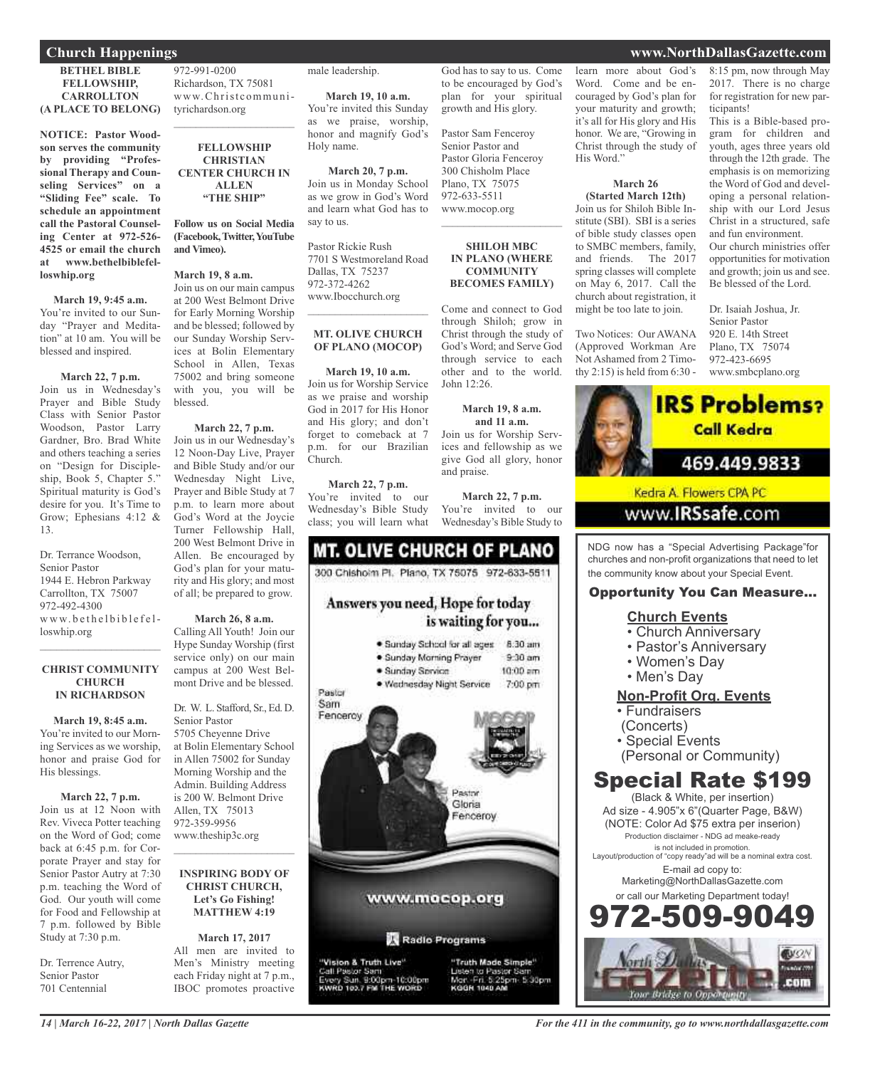## Church Happenings

### BETHEL BIBLE FELLOWSHIP, CARROLLTON (A PLACE TO BELONG)

**NOTICE: Pastor Woodson serves the community by providing "Professional Therapy and Counseling Services" on a "Sliding Fee" scale. To schedule an appointment call the Pastoral Counseling Center at 972-526-4525 or email the church at www.bethelbiblefelloswhip.org**

**March 19, 9:45 a.m.**
You're invited to our Sunday "Prayer and Meditation" at 10 am. You will be blessed and inspired.

**March 22, 7 p.m.**
Join us in Wednesday's Prayer and Bible Study Class with Senior Pastor Woodson, Pastor Larry Gardner, Bro. Brad White and others teaching a series on "Design for Discipleship, Book 5, Chapter 5." Spiritual maturity is God's desire for you. It's Time to Grow; Ephesians 4:12 & 13.

Dr. Terrance Woodson,
Senior Pastor
1944 E. Hebron Parkway
Carrollton, TX 75007
972-492-4300
www.bethelbiblefelloswhip.org

---

### CHRIST COMMUNITY CHURCH IN RICHARDSON

**March 19, 8:45 a.m.**
You're invited to our Morning Services as we worship, honor and praise God for His blessings.

**March 22, 7 p.m.**
Join us at 12 Noon with Rev. Viveca Potter teaching on the Word of God; come back at 6:45 p.m. for Corporate Prayer and stay for Senior Pastor Autry at 7:30 p.m. teaching the Word of God. Our youth will come for Food and Fellowship at 7 p.m. followed by Bible Study at 7:30 p.m.

Dr. Terrence Autry,
Senior Pastor
701 Centennial
972-991-0200
Richardson, TX 75081
www.Christcommunityrichardson.org

---

### FELLOWSHIP CHRISTIAN CENTER CHURCH IN ALLEN "THE SHIP"

**Follow us on Social Media (Facebook, Twitter, YouTube and Vimeo).**

**March 19, 8 a.m.**
Join us on our main campus at 200 West Belmont Drive for Early Morning Worship and be blessed; followed by our Sunday Worship Services at Bolin Elementary School in Allen, Texas 75002 and bring someone with you, you will be blessed.

**March 22, 7 p.m.**
Join us in our Wednesday's 12 Noon-Day Live, Prayer and Bible Study and/or our Wednesday Night Live, Prayer and Bible Study at 7 p.m. to learn more about God's Word at the Joycie Turner Fellowship Hall, 200 West Belmont Drive in Allen. Be encouraged by God's plan for your maturity and His glory; and most of all; be prepared to grow.

**March 26, 8 a.m.**
Calling All Youth! Join our Hype Sunday Worship (first service only) on our main campus at 200 West Belmont Drive and be blessed.

Dr. W. L. Stafford, Sr., Ed. D.
Senior Pastor
5705 Cheyenne Drive
at Bolin Elementary School in Allen 75002 for Sunday Morning Worship and the Admin. Building Address is 200 W. Belmont Drive
Allen, TX 75013
972-359-9956
www.theship3c.org

---

### INSPIRING BODY OF CHRIST CHURCH, Let's Go Fishing! MATTHEW 4:19

**March 17, 2017**
All men are invited to Men's Ministry meeting each Friday night at 7 p.m., IBOC promotes proactive male leadership.

**March 19, 10 a.m.**
You're invited this Sunday as we praise, worship, honor and magnify God's Holy name.

**March 20, 7 p.m.**
Join us in Monday School as we grow in God's Word and learn what God has to say to us.

Pastor Rickie Rush
7701 S Westmoreland Road
Dallas, TX 75237
972-372-4262
www.Ibocchurch.org

---

### MT. OLIVE CHURCH OF PLANO (MOCOP)

**March 19, 10 a.m.**
Join us for Worship Service as we praise and worship God in 2017 for His Honor and His glory; and don't forget to comeback at 7 p.m. for our Brazilian Church.

**March 22, 7 p.m.**
You're invited to our Wednesday's Bible Study class; you will learn what God has to say to us. Come to be encouraged by God's plan for your spiritual growth and His glory.

Pastor Sam Fenceroy
Senior Pastor and
Pastor Gloria Fenceroy
300 Chisholm Place
Plano, TX 75075
972-633-5511
www.mocop.org

---

### SHILOH MBC IN PLANO (WHERE COMMUNITY BECOMES FAMILY)

Come and connect to God through Shiloh; grow in Christ through the study of God's Word; and Serve God through service to each other and to the world. John 12:26.

**March 19, 8 a.m. and 11 a.m.**
Join us for Worship Services and fellowship as we give God all glory, honor and praise.

**March 22, 7 p.m.**
You're invited to our Wednesday's Bible Study to learn more about God's Word. Come and be encouraged by God's plan for your maturity and growth; it's all for His glory and His honor. We are, "Growing in Christ through the study of His Word."

**March 26 (Started March 12th)**
Join us for Shiloh Bible Institute (SBI). SBI is a series of bible study classes open to SMBC members, family, and friends. The 2017 spring classes will complete on May 6, 2017. Call the church about registration, it might be too late to join.

Two Notices: Our AWANA (Approved Workman Are Not Ashamed from 2 Timothy 2:15) is held from 6:30 - 8:15 pm, now through May 2017. There is no charge for registration for new participants!
This is a Bible-based program for children and youth, ages three years old through the 12th grade. The emphasis is on memorizing the Word of God and developing a personal relationship with our Lord Jesus Christ in a structured, safe and fun environment.
Our church ministries offer opportunities for motivation and growth; join us and see. Be blessed of the Lord.

Dr. Isaiah Joshua, Jr.
Senior Pastor
920 E. 14th Street
Plano, TX 75074
972-423-6695
www.smbcplano.org

---

**MT. OLIVE CHURCH OF PLANO**
300 Chisholm Pl. Plano, TX 75075 972-633-5511

Answers you need, Hope for today is waiting for you...

- Sunday School for all ages 8:30 am
- Sunday Morning Prayer 9:30 am
- Sunday Service 10:00 am
- Wednesday Night Service 7:00 pm

Pastor Sam Fenceroy
Pastor Gloria Fenceroy

www.mocop.org

Radio Programs

"Vision & Truth Live" Call Pastor Sam Every Sun. 9:00pm-10:00pm KWRD 103.7 FM THE WORD

"Truth Made Simple" Listen to Pastor Sam Mon.-Fri. 5:25pm- 5:30pm KGGR 1040 AM

---

**IRS Problems? Call Kedra**
469.449.9833
Kedra A. Flowers CPA PC
www.IRSsafe.com

---

NDG now has a "Special Advertising Package" for churches and non-profit organizations that need to let the community know about your Special Event.

**Opportunity You Can Measure...**

**Church Events**
- Church Anniversary
- Pastor's Anniversary
- Women's Day
- Men's Day

**Non-Profit Org. Events**
- Fundraisers (Concerts)
- Special Events (Personal or Community)

**Special Rate $199**
(Black & White, per insertion)
Ad size - 4.905"x 6"(Quarter Page, B&W)
(NOTE: Color Ad $75 extra per inserion)
Production disclaimer - NDG ad meake-ready is not included in promotion.
Layout/production of "copy ready"ad will be a nominal extra cost.
E-mail ad copy to:
Marketing@NorthDallasGazette.com
or call our Marketing Department today!
**972-509-9049**

North Dallas Gazette .com
Your Bridge to Opportunity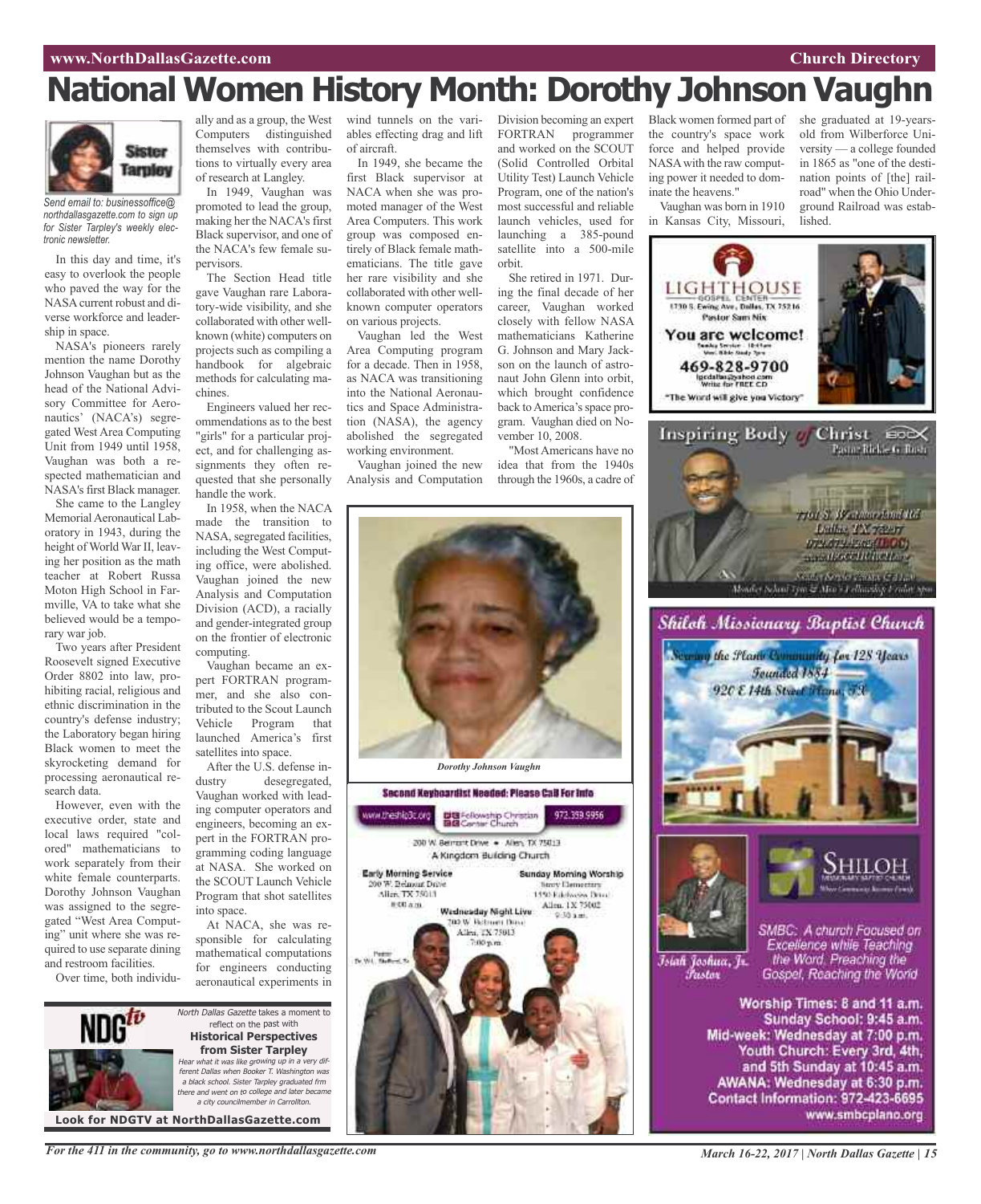# National Women History Month: Dorothy Johnson Vaughn

*Send email to: businessoffice@northdallasgazette.com to sign up for Sister Tarpley's weekly electronic newsletter.*

In this day and time, it's easy to overlook the people who paved the way for the NASA current robust and diverse workforce and leadership in space.

NASA's pioneers rarely mention the name Dorothy Johnson Vaughn but as the head of the National Advisory Committee for Aeronautics' (NACA's) segregated West Area Computing Unit from 1949 until 1958, Vaughan was both a respected mathematician and NASA's first Black manager.

She came to the Langley Memorial Aeronautical Laboratory in 1943, during the height of World War II, leaving her position as the math teacher at Robert Russa Moton High School in Farmville, VA to take what she believed would be a temporary war job.

Two years after President Roosevelt signed Executive Order 8802 into law, prohibiting racial, religious and ethnic discrimination in the country's defense industry; the Laboratory began hiring Black women to meet the skyrocketing demand for processing aeronautical research data.

However, even with the executive order, state and local laws required "colored" mathematicians to work separately from their white female counterparts. Dorothy Johnson Vaughan was assigned to the segregated "West Area Computing" unit where she was required to use separate dining and restroom facilities.

Over time, both individually and as a group, the West Computers distinguished themselves with contributions to virtually every area of research at Langley.

In 1949, Vaughan was promoted to lead the group, making her the NACA's first Black supervisor, and one of the NACA's few female supervisors.

The Section Head title gave Vaughan rare Laboratory-wide visibility, and she collaborated with other well-known (white) computers on projects such as compiling a handbook for algebraic methods for calculating machines.

Engineers valued her recommendations as to the best "girls" for a particular project, and for challenging assignments they often requested that she personally handle the work.

In 1958, when the NACA made the transition to NASA, segregated facilities, including the West Computing office, were abolished. Vaughan joined the new Analysis and Computation Division (ACD), a racially and gender-integrated group on the frontier of electronic computing.

Vaughan became an expert FORTRAN programmer, and she also contributed to the Scout Launch Vehicle Program that launched America's first satellites into space.

After the U.S. defense industry desegregated, Vaughan worked with leading computer operators and engineers, becoming an expert in the FORTRAN programming coding language at NASA. She worked on the SCOUT Launch Vehicle Program that shot satellites into space.

At NACA, she was responsible for calculating mathematical computations for engineers conducting aeronautical experiments in wind tunnels on the variables effecting drag and lift of aircraft.

In 1949, she became the first Black supervisor at NACA when she was promoted manager of the West Area Computers. This work group was composed entirely of Black female mathematicians. The title gave her rare visibility and she collaborated with other well-known computer operators on various projects.

Vaughan led the West Area Computing program for a decade. Then in 1958, as NACA was transitioning into the National Aeronautics and Space Administration (NASA), the agency abolished the segregated working environment.

Vaughan joined the new Analysis and Computation Division becoming an expert FORTRAN programmer and worked on the SCOUT (Solid Controlled Orbital Utility Test) Launch Vehicle Program, one of the nation's most successful and reliable launch vehicles, used for launching a 385-pound satellite into a 500-mile orbit.

She retired in 1971. During the final decade of her career, Vaughan worked closely with fellow NASA mathematicians Katherine G. Johnson and Mary Jackson on the launch of astronaut John Glenn into orbit, which brought confidence back to America's space program. Vaughan died on November 10, 2008.

"Most Americans have no idea that from the 1940s through the 1960s, a cadre of Black women formed part of the country's space work force and helped provide NASA with the raw computing power it needed to dominate the heavens."

Vaughan was born in 1910 in Kansas City, Missouri, she graduated at 19-years-old from Wilberforce University — a college founded in 1865 as "one of the destination points of [the] railroad" when the Ohio Underground Railroad was established.

*Dorothy Johnson Vaughn*

*North Dallas Gazette* takes a moment to reflect on the past with **Historical Perspectives from Sister Tarpley**

*Hear what it was like growing up in a very different Dallas when Booker T. Washington was a black school. Sister Tarpley graduated frm there and went on to college and later became a city councilmember in Carrollton.*

**Look for NDGTV at NorthDallasGazette.com**

LIGHTHOUSE GOSPEL CENTER
1730 S. Ewing Ave., Dallas, TX 75216
Pastor Sam Nix
**You are welcome!**
469-828-9700
lgcdallas@yahoo.com
Write for FREE CD
"The Word will give you Victory"

Inspiring Body of Christ
Pastor Rickie G. Rush

**Second Keyboardist Needed: Please Call For Info**

www.theshipfcc.org | Fellowship Christian Center Church | 972.359.9956

200 W. Belmont Drive • Allen, TX 75013
A Kingdom Building Church

Early Morning Service
200 W. Belmont Drive
Allen, TX 75013
8:00 a.m.

Sunday Morning Worship
Story Elementary
1550 Edelweiss Drive
Allen, TX 75002
9:30 a.m.

Wednesday Night Live
200 W. Belmont Drive
Allen, TX 75013
7:00 p.m.

Pastor Dr. W.L. Stafford, Sr.

Shiloh Missionary Baptist Church
Serving the Plano Community for 128 Years
Founded 1884
920 E 14th Street Plano, TX

SHILOH MISSIONARY BAPTIST CHURCH

Isiah Joshua, Jr. Pastor

SMBC: A church Focused on Excellence while Teaching the Word, Preaching the Gospel, Reaching the World

**Worship Times: 8 and 11 a.m.**
**Sunday School: 9:45 a.m.**
**Mid-week: Wednesday at 7:00 p.m.**
**Youth Church: Every 3rd, 4th, and 5th Sunday at 10:45 a.m.**
**AWANA: Wednesday at 6:30 p.m.**
**Contact Information: 972-423-6695**
**www.smbcplano.org**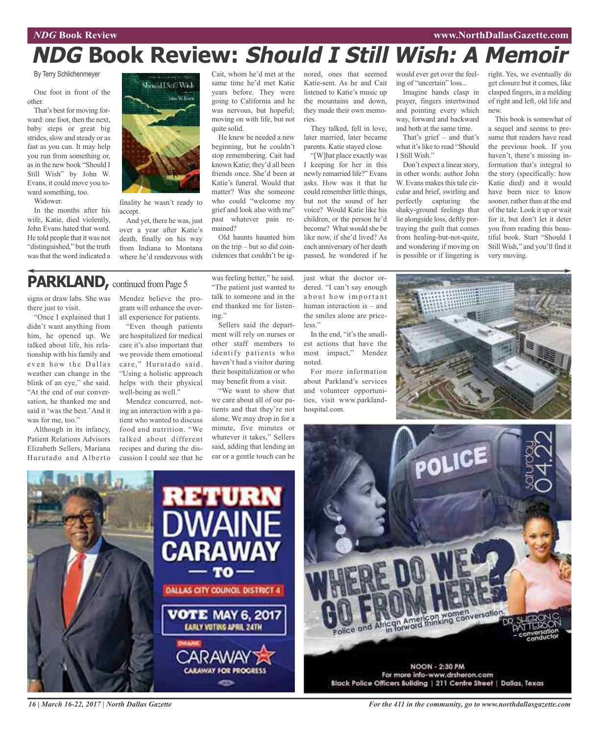# NDG Book Review: *Should I Still Wish: A Memoir*

By Terry Schlichenmeyer

One foot in front of the other.

That's best for moving forward: one foot, then the next, baby steps or great big strides, slow and steady or as fast as you can. It may help you run from something or, as in the new book "Should I Still Wish" by John W. Evans, it could move you toward something, too.

Widower.

In the months after his wife, Katie, died violently, John Evans hated that word. He told people that it was not "distinguished," but the truth was that the word indicated a finality he wasn't ready to accept.

And yet, there he was, just over a year after Katie's death, finally on his way from Indiana to Montana where he'd rendezvous with Cait, whom he'd met at the same time he'd met Katie years before. They were going to California and he was nervous, but hopeful; moving on with life, but not quite solid.

He knew he needed a new beginning, but he couldn't stop remembering. Cait had known Katie; they'd all been friends once. She'd been at Katie's funeral. Would that matter? Was she someone who could "welcome my grief and look also with me" past whatever pain remained?

Old haunts haunted him on the trip – but so did coincidences that couldn't be ignored, ones that seemed Katie-sent. As he and Cait listened to Katie's music up the mountains and down, they made their own memories.

They talked, fell in love, later married, later became parents. Katie stayed close.

"[W]hat place exactly was I keeping for her in this newly remarried life?" Evans asks. How was it that he could remember little things, but not the sound of her voice? Would Katie like his children, or the person he'd become? What would she be like now, if she'd lived? As each anniversary of her death passed, he wondered if he would ever get over the feeling of "uncertain" loss...

Imagine hands clasp in prayer, fingers intertwined and pointing every which way, forward and backward and both at the same time.

That's grief – and that's what it's like to read "Should I Still Wish."

Don't expect a linear story, in other words: author John W. Evans makes this tale circular and brief, swirling and perfectly capturing the shaky-ground feelings that lie alongside loss, deftly portraying the guilt that comes from healing-but-not-quite, and wondering if moving on is possible or if lingering is right. Yes, we eventually do get closure but it comes, like clasped fingers, in a melding of right and left, old life and new.

This book is somewhat of a sequel and seems to presume that readers have read the previous book. If you haven't, there's missing information that's integral to the story (specifically: how Katie died) and it would have been nice to know sooner, rather than at the end of the tale. Look it up or wait for it, but don't let it deter you from reading this beautiful book. Start "Should I Still Wish," and you'll find it very moving.

## PARKLAND, continued from Page 5

signs or draw labs. She was there just to visit.

"Once I explained that I didn't want anything from him, he opened up. We talked about life, his relationship with his family and even how the Dallas weather can change in the blink of an eye," she said. "At the end of our conversation, he thanked me and said it 'was the best.' And it was for me, too."

Although in its infancy, Patient Relations Advisors Elizabeth Sellers, Mariana Hurutado and Alberto Mendez believe the program will enhance the overall experience for patients.

"Even though patients are hospitalized for medical care it's also important that we provide them emotional care," Hurutado said. "Using a holistic approach helps with their physical well-being as well."

Mendez concurred, noting an interaction with a patient who wanted to discuss food and nutrition. "We talked about different recipes and during the discussion I could see that he was feeling better," he said. "The patient just wanted to talk to someone and in the end thanked me for listening."

Sellers said the department will rely on nurses or other staff members to identify patients who haven't had a visitor during their hospitalization or who may benefit from a visit.

"We want to show that we care about all of our patients and that they're not alone. We may drop in for a minute, five minutes or whatever it takes," Sellers said, adding that lending an ear or a gentle touch can be just what the doctor ordered. "I can't say enough about how important human interaction is – and the smiles alone are priceless."

In the end, "it's the smallest actions that have the most impact," Mendez noted.

For more information about Parkland's services and volunteer opportunities, visit www.parklandhospital.com.

RETURN DWAINE CARAWAY TO DALLAS CITY COUNCIL DISTRICT 4

VOTE MAY 6, 2017
EARLY VOTING APRIL 24TH

DWAINE CARAWAY
CARAWAY FOR PROGRESS

POLICE

saturday 04.22

WHERE DO WE GO FROM HERE?
Police and African American women in forward thinking conversation.

DR. SHERON C. PATTERSON – conversation conductor

NOON - 2:30 PM
For more info-www.drsheron.com
Black Police Officers Building | 211 Centre Street | Dallas, Texas